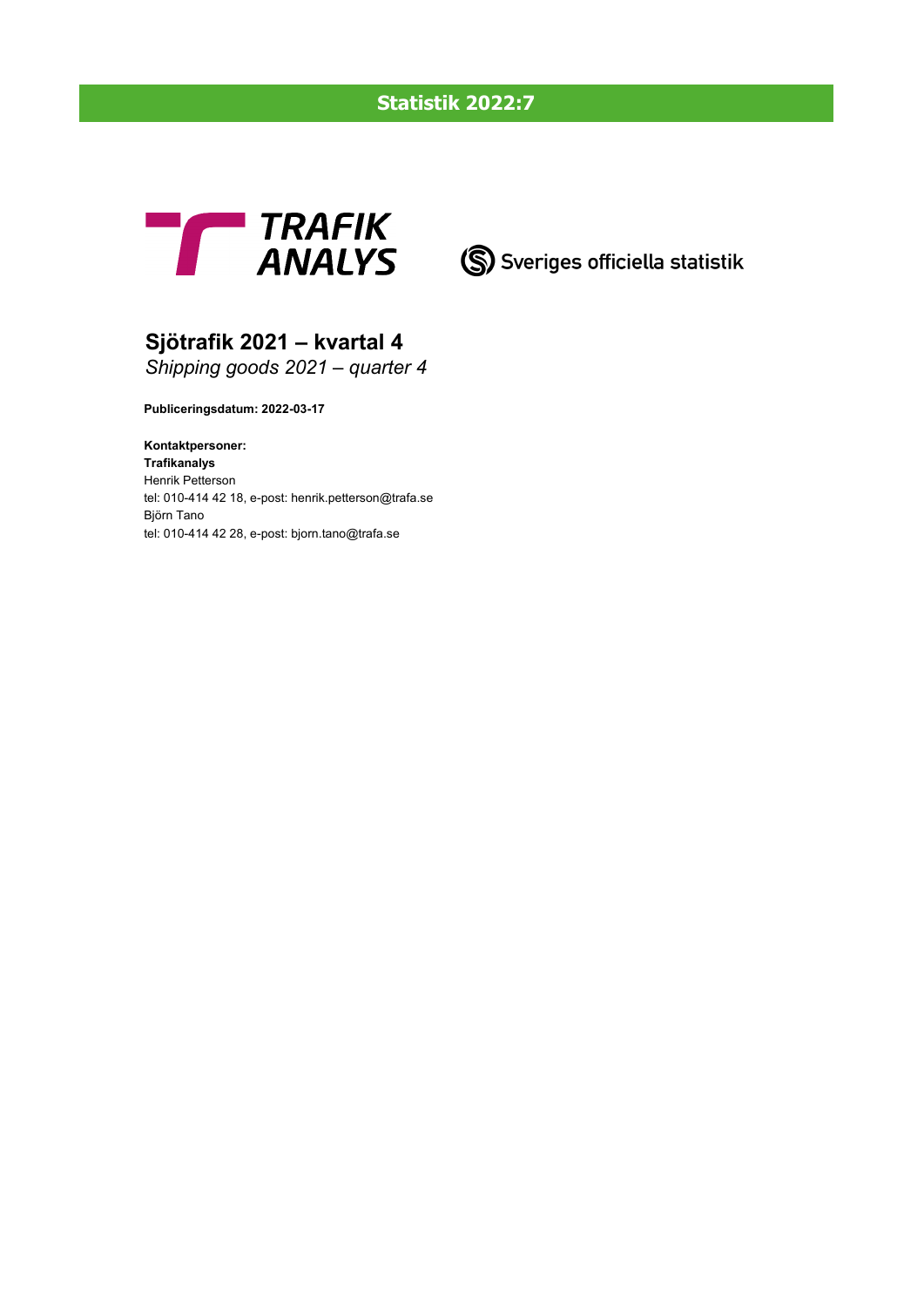**Statistik 2022:7**

TRAFIK ANALYS

Sveriges officiella statistik

# Sjötrafik 2021 – kvartal 4

*Shipping goods 2021 – quarter 4*

**Publiceringsdatum: 2022-03-17**

**Kontaktpersoner:**
**Trafikanalys**
Henrik Petterson
tel: 010-414 42 18, e-post: henrik.petterson@trafa.se
Björn Tano
tel: 010-414 42 28, e-post: bjorn.tano@trafa.se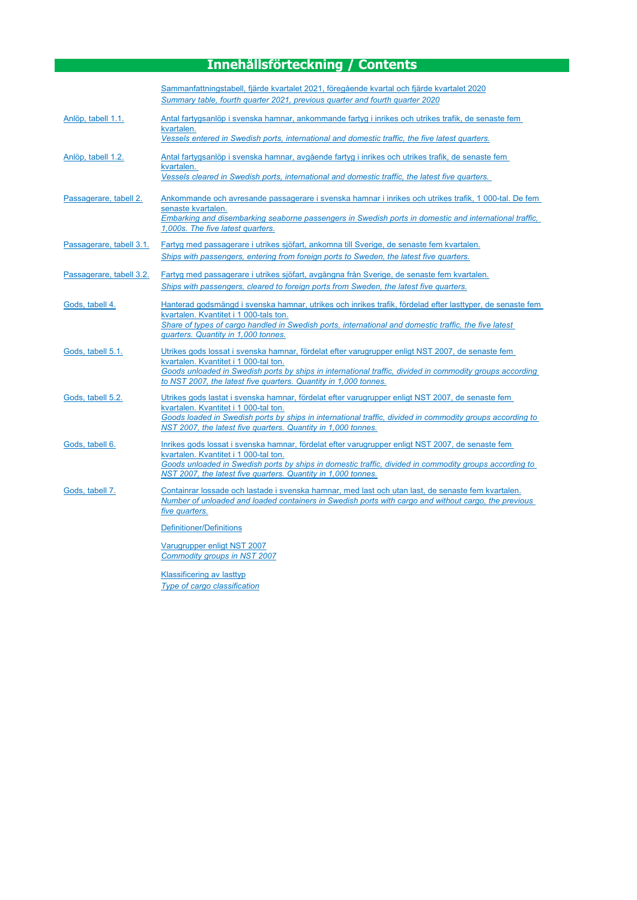# Innehållsförteckning / Contents

| | |
|---|---|
| | Sammanfattningstabell, fjärde kvartalet 2021, föregående kvartal och fjärde kvartalet 2020<br>*Summary table, fourth quarter 2021, previous quarter and fourth quarter 2020* |
| Anlöp, tabell 1.1. | Antal fartygsanlöp i svenska hamnar, ankommande fartyg i inrikes och utrikes trafik, de senaste fem kvartalen.<br>*Vessels entered in Swedish ports, international and domestic traffic, the five latest quarters.* |
| Anlöp, tabell 1.2. | Antal fartygsanlöp i svenska hamnar, avgående fartyg i inrikes och utrikes trafik, de senaste fem kvartalen.<br>*Vessels cleared in Swedish ports, international and domestic traffic, the latest five quarters.* |
| Passagerare, tabell 2. | Ankommande och avresande passagerare i svenska hamnar i inrikes och utrikes trafik, 1 000-tal. De fem senaste kvartalen.<br>*Embarking and disembarking seaborne passengers in Swedish ports in domestic and international traffic, 1,000s. The five latest quarters.* |
| Passagerare, tabell 3.1. | Fartyg med passagerare i utrikes sjöfart, ankomna till Sverige, de senaste fem kvartalen.<br>*Ships with passengers, entering from foreign ports to Sweden, the latest five quarters.* |
| Passagerare, tabell 3.2. | Fartyg med passagerare i utrikes sjöfart, avgångna från Sverige, de senaste fem kvartalen.<br>*Ships with passengers, cleared to foreign ports from Sweden, the latest five quarters.* |
| Gods, tabell 4. | Hanterad godsmängd i svenska hamnar, utrikes och inrikes trafik, fördelad efter lasttyper, de senaste fem kvartalen. Kvantitet i 1 000-tals ton.<br>*Share of types of cargo handled in Swedish ports, international and domestic traffic, the five latest quarters. Quantity in 1,000 tonnes.* |
| Gods, tabell 5.1. | Utrikes gods lossat i svenska hamnar, fördelat efter varugrupper enligt NST 2007, de senaste fem kvartalen. Kvantitet i 1 000-tal ton.<br>*Goods unloaded in Swedish ports by ships in international traffic, divided in commodity groups according to NST 2007, the latest five quarters. Quantity in 1,000 tonnes.* |
| Gods, tabell 5.2. | Utrikes gods lastat i svenska hamnar, fördelat efter varugrupper enligt NST 2007, de senaste fem kvartalen. Kvantitet i 1 000-tal ton.<br>*Goods loaded in Swedish ports by ships in international traffic, divided in commodity groups according to NST 2007, the latest five quarters. Quantity in 1,000 tonnes.* |
| Gods, tabell 6. | Inrikes gods lossat i svenska hamnar, fördelat efter varugrupper enligt NST 2007, de senaste fem kvartalen. Kvantitet i 1 000-tal ton.<br>*Goods unloaded in Swedish ports by ships in domestic traffic, divided in commodity groups according to NST 2007, the latest five quarters. Quantity in 1,000 tonnes.* |
| Gods, tabell 7. | Containrar lossade och lastade i svenska hamnar, med last och utan last, de senaste fem kvartalen.<br>*Number of unloaded and loaded containers in Swedish ports with cargo and without cargo, the previous five quarters.* |
| | Definitioner/Definitions |
| | Varugrupper enligt NST 2007<br>*Commodity groups in NST 2007* |
| | Klassificering av lasttyp<br>*Type of cargo classification* |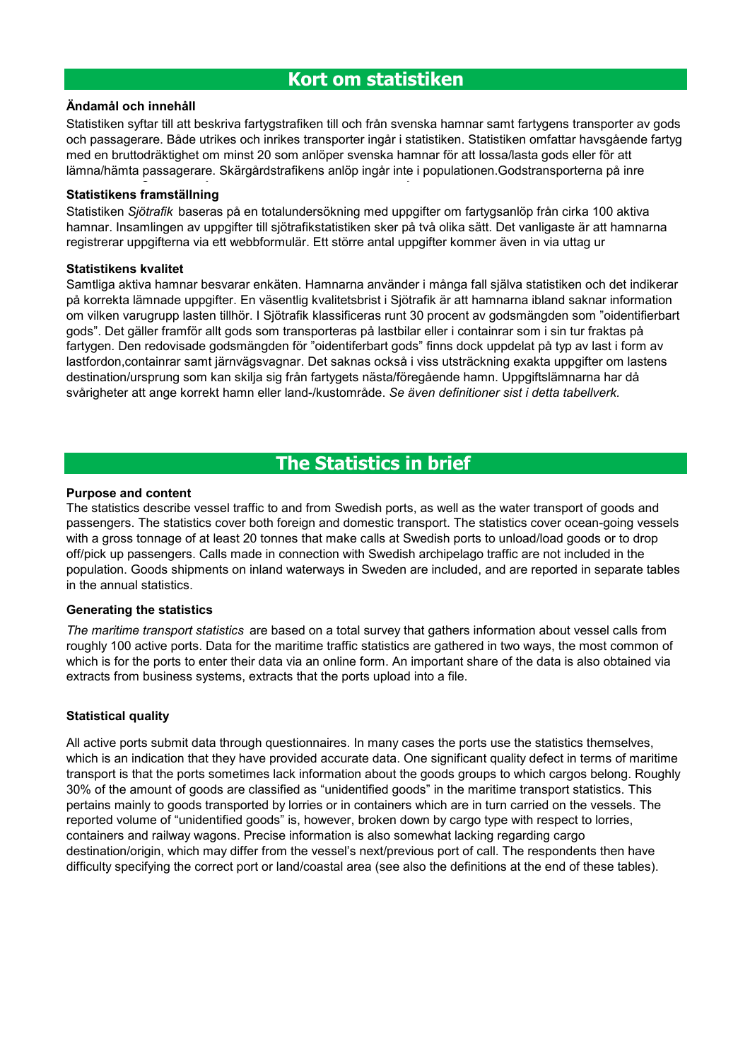## Kort om statistiken

### Ändamål och innehåll

Statistiken syftar till att beskriva fartygstrafiken till och från svenska hamnar samt fartygens transporter av gods och passagerare. Både utrikes och inrikes transporter ingår i statistiken. Statistiken omfattar havsgående fartyg med en bruttodräktighet om minst 20 som anlöper svenska hamnar för att lossa/lasta gods eller för att lämna/hämta passagerare. Skärgårdstrafikens anlöp ingår inte i populationen.Godstransporterna på inre

### Statistikens framställning

Statistiken *Sjötrafik* baseras på en totalundersökning med uppgifter om fartygsanlöp från cirka 100 aktiva hamnar. Insamlingen av uppgifter till sjötrafikstatistiken sker på två olika sätt. Det vanligaste är att hamnarna registrerar uppgifterna via ett webbformulär. Ett större antal uppgifter kommer även in via uttag ur

### Statistikens kvalitet

Samtliga aktiva hamnar besvarar enkäten. Hamnarna använder i många fall själva statistiken och det indikerar på korrekta lämnade uppgifter. En väsentlig kvalitetsbrist i Sjötrafik är att hamnarna ibland saknar information om vilken varugrupp lasten tillhör. I Sjötrafik klassificeras runt 30 procent av godsmängden som "oidentifierbart gods". Det gäller framför allt gods som transporteras på lastbilar eller i containrar som i sin tur fraktas på fartygen. Den redovisade godsmängden för "oidentifierbart gods" finns dock uppdelat på typ av last i form av lastfordon,containrar samt järnvägsvagnar. Det saknas också i viss utsträckning exakta uppgifter om lastens destination/ursprung som kan skilja sig från fartygets nästa/föregående hamn. Uppgiftslämnarna har då svårigheter att ange korrekt hamn eller land-/kustområde. *Se även definitioner sist i detta tabellverk.*

## The Statistics in brief

### Purpose and content

The statistics describe vessel traffic to and from Swedish ports, as well as the water transport of goods and passengers. The statistics cover both foreign and domestic transport. The statistics cover ocean-going vessels with a gross tonnage of at least 20 tonnes that make calls at Swedish ports to unload/load goods or to drop off/pick up passengers. Calls made in connection with Swedish archipelago traffic are not included in the population. Goods shipments on inland waterways in Sweden are included, and are reported in separate tables in the annual statistics.

### Generating the statistics

*The maritime transport statistics* are based on a total survey that gathers information about vessel calls from roughly 100 active ports. Data for the maritime traffic statistics are gathered in two ways, the most common of which is for the ports to enter their data via an online form. An important share of the data is also obtained via extracts from business systems, extracts that the ports upload into a file.

### Statistical quality

All active ports submit data through questionnaires. In many cases the ports use the statistics themselves, which is an indication that they have provided accurate data. One significant quality defect in terms of maritime transport is that the ports sometimes lack information about the goods groups to which cargos belong. Roughly 30% of the amount of goods are classified as "unidentified goods" in the maritime transport statistics. This pertains mainly to goods transported by lorries or in containers which are in turn carried on the vessels. The reported volume of "unidentified goods" is, however, broken down by cargo type with respect to lorries, containers and railway wagons. Precise information is also somewhat lacking regarding cargo destination/origin, which may differ from the vessel's next/previous port of call. The respondents then have difficulty specifying the correct port or land/coastal area (see also the definitions at the end of these tables).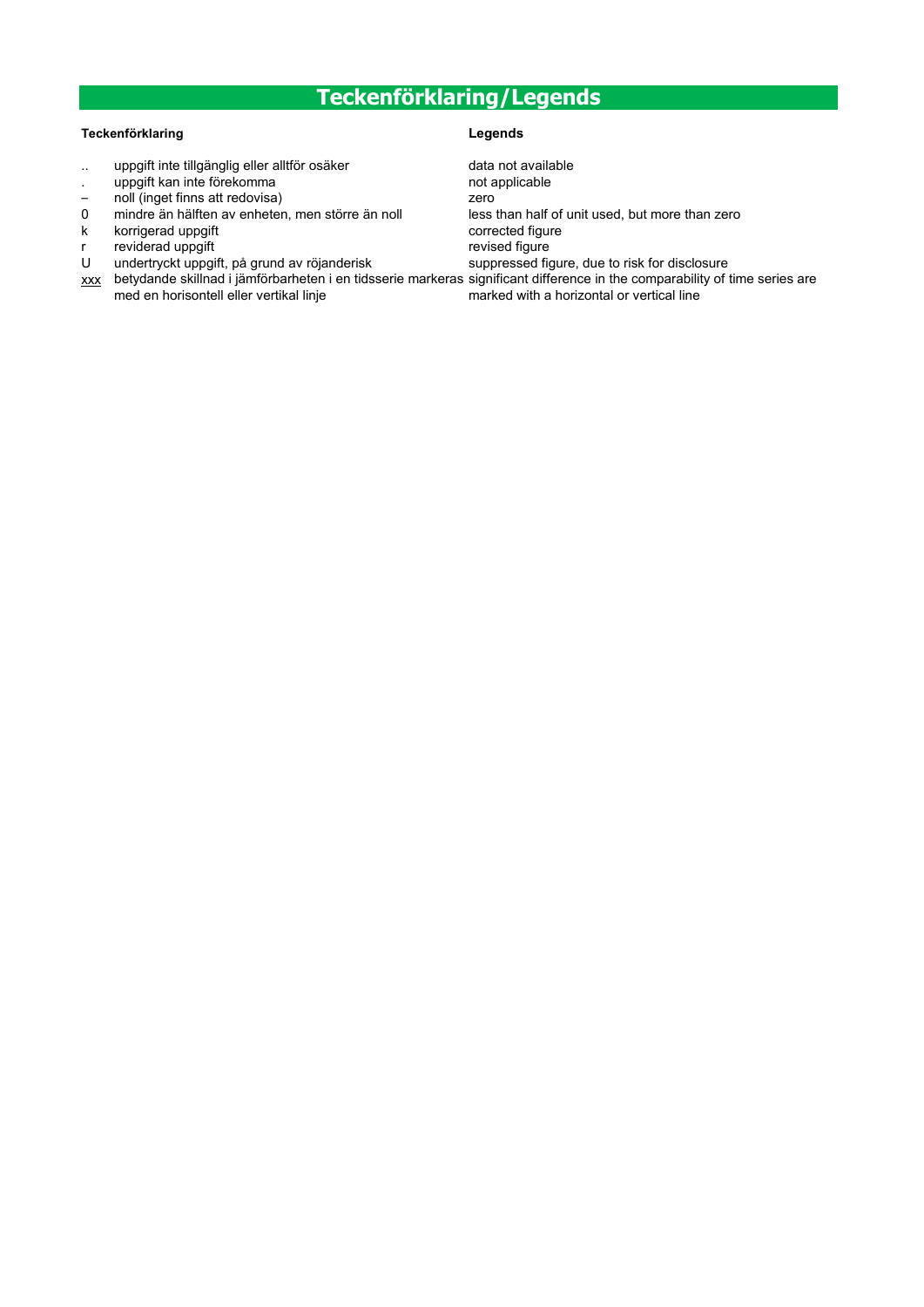# Teckenförklaring/Legends

| Teckenförklaring | | Legends |
|---|---|---|
| .. | uppgift inte tillgänglig eller alltför osäker | data not available |
| . | uppgift kan inte förekomma | not applicable |
| – | noll (inget finns att redovisa) | zero |
| 0 | mindre än hälften av enheten, men större än noll | less than half of unit used, but more than zero |
| k | korrigerad uppgift | corrected figure |
| r | reviderad uppgift | revised figure |
| U | undertryckt uppgift, på grund av röjanderisk | suppressed figure, due to risk for disclosure |
| xxx | betydande skillnad i jämförbarheten i en tidsserie markeras med en horisontell eller vertikal linje | significant difference in the comparability of time series are marked with a horizontal or vertical line |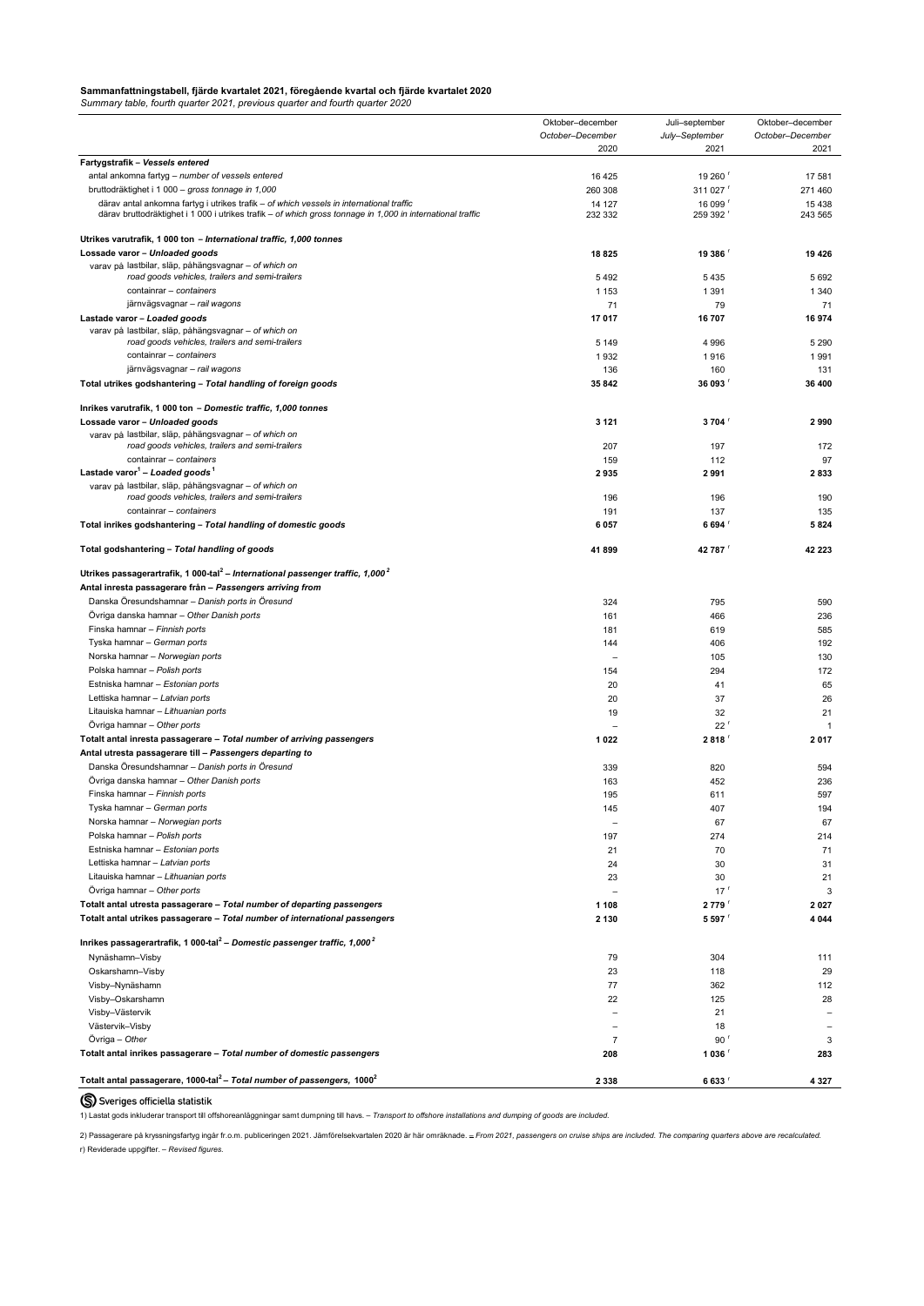**Sammanfattningstabell, fjärde kvartalet 2021, föregående kvartal och fjärde kvartalet 2020**
*Summary table, fourth quarter 2021, previous quarter and fourth quarter 2020*

| | Oktober–december *October–December* 2020 | Juli–september *July–September* 2021 | Oktober–december *October–December* 2021 |
|---|---|---|---|
| **Fartygstrafik – *Vessels entered*** | | | |
| antal ankomna fartyg – *number of vessels entered* | 16 425 | 19 260 r | 17 581 |
| bruttodräktighet i 1 000 – *gross tonnage in 1,000* | 260 308 | 311 027 r | 271 460 |
| därav antal ankomna fartyg i utrikes trafik – *of which vessels in international traffic* | 14 127 | 16 099 r | 15 438 |
| därav bruttodräktighet i 1 000 i utrikes trafik – *of which gross tonnage in 1,000 in international traffic* | 232 332 | 259 392 r | 243 565 |
| **Utrikes varutrafik, 1 000 ton – *International traffic, 1,000 tonnes*** | | | |
| **Lossade varor – *Unloaded goods*** | **18 825** | **19 386 r** | **19 426** |
| varav på lastbilar, släp, påhängsvagnar – *of which on road goods vehicles, trailers and semi-trailers* | 5 492 | 5 435 | 5 692 |
| containrar – *containers* | 1 153 | 1 391 | 1 340 |
| järnvägsvagnar – *rail wagons* | 71 | 79 | 71 |
| **Lastade varor – *Loaded goods*** | **17 017** | **16 707** | **16 974** |
| varav på lastbilar, släp, påhängsvagnar – *of which on road goods vehicles, trailers and semi-trailers* | 5 149 | 4 996 | 5 290 |
| containrar – *containers* | 1 932 | 1 916 | 1 991 |
| järnvägsvagnar – *rail wagons* | 136 | 160 | 131 |
| **Total utrikes godshantering – *Total handling of foreign goods*** | **35 842** | **36 093 r** | **36 400** |
| **Inrikes varutrafik, 1 000 ton – *Domestic traffic, 1,000 tonnes*** | | | |
| **Lossade varor – *Unloaded goods*** | **3 121** | **3 704 r** | **2 990** |
| varav på lastbilar, släp, påhängsvagnar – *of which on road goods vehicles, trailers and semi-trailers* | 207 | 197 | 172 |
| containrar – *containers* | 159 | 112 | 97 |
| **Lastade varor[1] – *Loaded goods*[1]** | **2 935** | **2 991** | **2 833** |
| varav på lastbilar, släp, påhängsvagnar – *of which on road goods vehicles, trailers and semi-trailers* | 196 | 196 | 190 |
| containrar – *containers* | 191 | 137 | 135 |
| **Total inrikes godshantering – *Total handling of domestic goods*** | **6 057** | **6 694 r** | **5 824** |
| **Total godshantering – *Total handling of goods*** | **41 899** | **42 787 r** | **42 223** |
| **Utrikes passagerartrafik, 1 000-tal[2] – *International passenger traffic, 1,000*[2]** | | | |
| **Antal inresta passagerare från – *Passengers arriving from*** | | | |
| Danska Öresundshamnar – *Danish ports in Öresund* | 324 | 795 | 590 |
| Övriga danska hamnar – *Other Danish ports* | 161 | 466 | 236 |
| Finska hamnar – *Finnish ports* | 181 | 619 | 585 |
| Tyska hamnar – *German ports* | 144 | 406 | 192 |
| Norska hamnar – *Norwegian ports* | – | 105 | 130 |
| Polska hamnar – *Polish ports* | 154 | 294 | 172 |
| Estniska hamnar – *Estonian ports* | 20 | 41 | 65 |
| Lettiska hamnar – *Latvian ports* | 20 | 37 | 26 |
| Litauiska hamnar – *Lithuanian ports* | 19 | 32 | 21 |
| Övriga hamnar – *Other ports* | – | 22 r | 1 |
| **Totalt antal inresta passagerare – *Total number of arriving passengers*** | **1 022** | **2 818 r** | **2 017** |
| **Antal utresta passagerare till – *Passengers departing to*** | | | |
| Danska Öresundshamnar – *Danish ports in Öresund* | 339 | 820 | 594 |
| Övriga danska hamnar – *Other Danish ports* | 163 | 452 | 236 |
| Finska hamnar – *Finnish ports* | 195 | 611 | 597 |
| Tyska hamnar – *German ports* | 145 | 407 | 194 |
| Norska hamnar – *Norwegian ports* | – | 67 | 67 |
| Polska hamnar – *Polish ports* | 197 | 274 | 214 |
| Estniska hamnar – *Estonian ports* | 21 | 70 | 71 |
| Lettiska hamnar – *Latvian ports* | 24 | 30 | 31 |
| Litauiska hamnar – *Lithuanian ports* | 23 | 30 | 21 |
| Övriga hamnar – *Other ports* | – | 17 r | 3 |
| **Totalt antal utresta passagerare – *Total number of departing passengers*** | **1 108** | **2 779 r** | **2 027** |
| **Totalt antal utrikes passagerare – *Total number of international passengers*** | **2 130** | **5 597 r** | **4 044** |
| **Inrikes passagerartrafik, 1 000-tal[2] – *Domestic passenger traffic, 1,000*[2]** | | | |
| Nynäshamn–Visby | 79 | 304 | 111 |
| Oskarshamn–Visby | 23 | 118 | 29 |
| Visby–Nynäshamn | 77 | 362 | 112 |
| Visby–Oskarshamn | 22 | 125 | 28 |
| Visby–Västervik | – | 21 | – |
| Västervik–Visby | – | 18 | – |
| Övriga – *Other* | 7 | 90 r | 3 |
| **Totalt antal inrikes passagerare – *Total number of domestic passengers*** | **208** | **1 036 r** | **283** |
| **Totalt antal passagerare, 1000-tal[2] – *Total number of passengers, 1000*[2]** | **2 338** | **6 633 r** | **4 327** |

Sveriges officiella statistik

1) Lastat gods inkluderar transport till offshoreanläggningar samt dumpning till havs. – *Transport to offshore installations and dumping of goods are included.*

2) Passagerare på kryssningsfartyg ingår fr.o.m. publiceringen 2021. Jämförelsekvartalen 2020 är här omräknade. – *From 2021, passengers on cruise ships are included. The comparing quarters above are recalculated.*

r) Reviderade uppgifter. – *Revised figures.*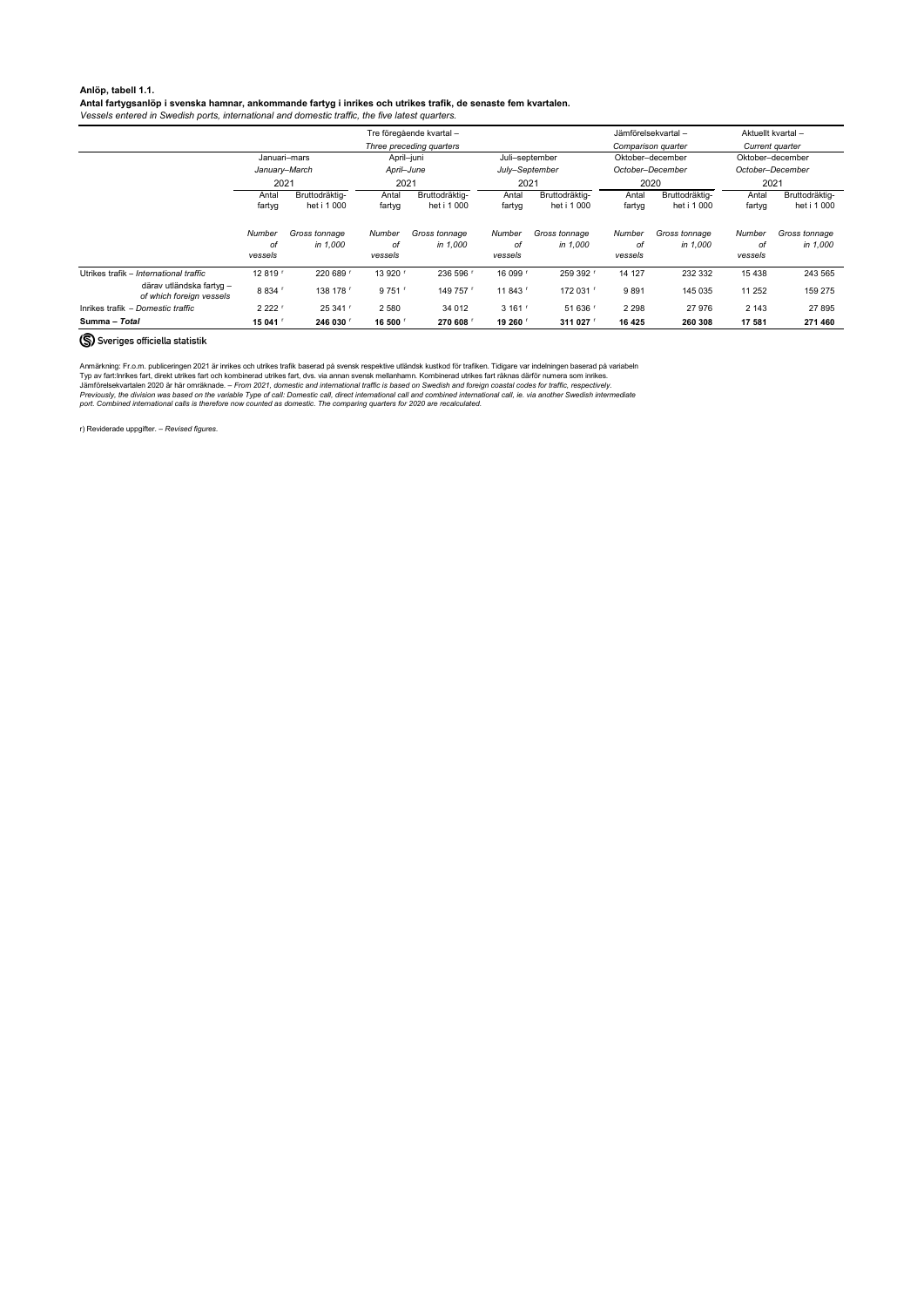**Anlöp, tabell 1.1.**

**Antal fartygsanlöp i svenska hamnar, ankommande fartyg i inrikes och utrikes trafik, de senaste fem kvartalen.**

*Vessels entered in Swedish ports, international and domestic traffic, the five latest quarters.*

| | Tre föregående kvartal – *Three preceding quarters* | | | | | | Jämförelsekvartal – *Comparison quarter* | | Aktuellt kvartal – *Current quarter* | |
|---|---|---|---|---|---|---|---|---|---|---|
| | Januari–mars *January–March* 2021 | | April–juni *April–June* 2021 | | Juli–september *July–September* 2021 | | Oktober–december *October–December* 2020 | | Oktober–december *October–December* 2021 | |
| | Antal fartyg *Number of vessels* | Bruttodräktighet i 1 000 *Gross tonnage in 1,000* | Antal fartyg *Number of vessels* | Bruttodräktighet i 1 000 *Gross tonnage in 1,000* | Antal fartyg *Number of vessels* | Bruttodräktighet i 1 000 *Gross tonnage in 1,000* | Antal fartyg *Number of vessels* | Bruttodräktighet i 1 000 *Gross tonnage in 1,000* | Antal fartyg *Number of vessels* | Bruttodräktighet i 1 000 *Gross tonnage in 1,000* |
| Utrikes trafik – *International traffic* | 12 819 r | 220 689 r | 13 920 r | 236 596 r | 16 099 r | 259 392 r | 14 127 | 232 332 | 15 438 | 243 565 |
| därav utländska fartyg – *of which foreign vessels* | 8 834 r | 138 178 r | 9 751 r | 149 757 r | 11 843 r | 172 031 r | 9 891 | 145 035 | 11 252 | 159 275 |
| Inrikes trafik – *Domestic traffic* | 2 222 r | 25 341 r | 2 580 | 34 012 | 3 161 r | 51 636 r | 2 298 | 27 976 | 2 143 | 27 895 |
| **Summa – *Total*** | **15 041** r | **246 030** r | **16 500** r | **270 608** r | **19 260** r | **311 027** r | **16 425** | **260 308** | **17 581** | **271 460** |

Sveriges officiella statistik

Anmärkning: Fr.o.m. publiceringen 2021 är inrikes och utrikes trafik baserad på svensk respektive utländsk kustkod för trafiken. Tidigare var indelningen baserad på variabeln Typ av fart:Inrikes fart, direkt utrikes fart och kombinerad utrikes fart, dvs. via annan svensk mellanhamn. Kombinerad utrikes fart räknas därför numera som inrikes. Jämförelsekvartalen 2020 är här omräknade. – *From 2021, domestic and international traffic is based on Swedish and foreign coastal codes for traffic, respectively. Previously, the division was based on the variable Type of call: Domestic call, direct international call and combined international call, ie. via another Swedish intermediate port. Combined international calls is therefore now counted as domestic. The comparing quarters for 2020 are recalculated.*

r) Reviderade uppgifter. – *Revised figures.*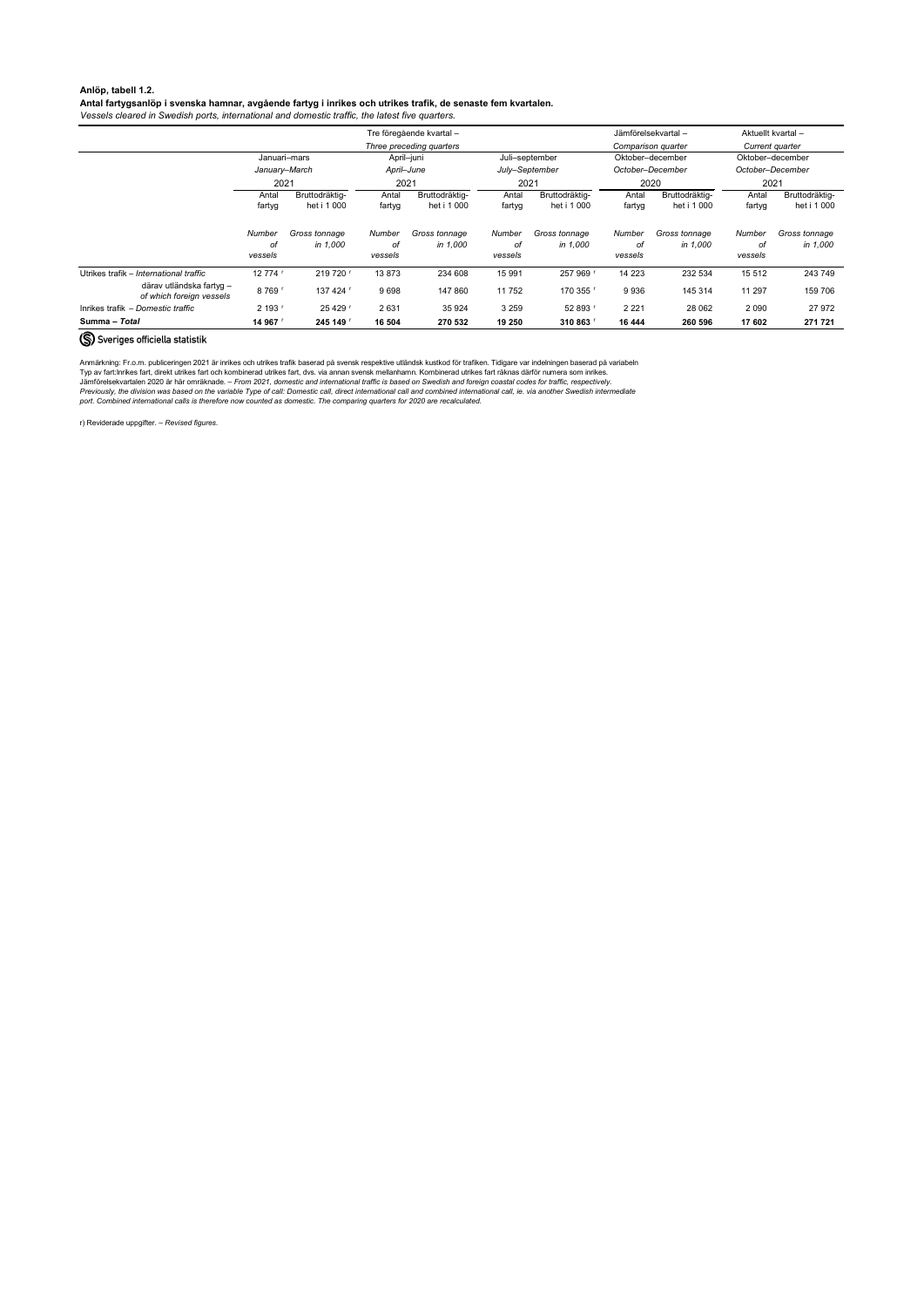**Anlöp, tabell 1.2.**
**Antal fartygsanlöp i svenska hamnar, avgående fartyg i inrikes och utrikes trafik, de senaste fem kvartalen.**
*Vessels cleared in Swedish ports, international and domestic traffic, the latest five quarters.*

| | Tre föregående kvartal – *Three preceding quarters* | | | | | | Jämförelsekvartal – *Comparison quarter* | | Aktuellt kvartal – *Current quarter* | |
|---|---|---|---|---|---|---|---|---|---|---|
| | Januari–mars *January–March* 2021 | | April–juni *April–June* 2021 | | Juli–september *July–September* 2021 | | Oktober–december *October–December* 2020 | | Oktober–december *October–December* 2021 | |
| | Antal fartyg *Number of vessels* | Bruttodräktighet i 1 000 *Gross tonnage in 1,000* | Antal fartyg *Number of vessels* | Bruttodräktighet i 1 000 *Gross tonnage in 1,000* | Antal fartyg *Number of vessels* | Bruttodräktighet i 1 000 *Gross tonnage in 1,000* | Antal fartyg *Number of vessels* | Bruttodräktighet i 1 000 *Gross tonnage in 1,000* | Antal fartyg *Number of vessels* | Bruttodräktighet i 1 000 *Gross tonnage in 1,000* |
| Utrikes trafik – *International traffic* | 12 774 r | 219 720 r | 13 873 | 234 608 | 15 991 | 257 969 r | 14 223 | 232 534 | 15 512 | 243 749 |
| därav utländska fartyg – *of which foreign vessels* | 8 769 r | 137 424 r | 9 698 | 147 860 | 11 752 | 170 355 r | 9 936 | 145 314 | 11 297 | 159 706 |
| Inrikes trafik – *Domestic traffic* | 2 193 r | 25 429 r | 2 631 | 35 924 | 3 259 | 52 893 r | 2 221 | 28 062 | 2 090 | 27 972 |
| **Summa – *Total*** | **14 967 r** | **245 149 r** | **16 504** | **270 532** | **19 250** | **310 863 r** | **16 444** | **260 596** | **17 602** | **271 721** |

Sveriges officiella statistik

Anmärkning: Fr.o.m. publiceringen 2021 är inrikes och utrikes trafik baserad på svensk respektive utländsk kustkod för trafiken. Tidigare var indelningen baserad på variabeln Typ av fart:Inrikes fart, direkt utrikes fart och kombinerad utrikes fart, dvs. via annan svensk mellanhamn. Kombinerad utrikes fart räknas därför numera som inrikes. Jämförelsekvartalen 2020 är här omräknade. – *From 2021, domestic and international traffic is based on Swedish and foreign coastal codes for traffic, respectively. Previously, the division was based on the variable Type of call: Domestic call, direct international call and combined international call, ie. via another Swedish intermediate port. Combined international calls is therefore now counted as domestic. The comparing quarters for 2020 are recalculated.*

r) Reviderade uppgifter. – *Revised figures.*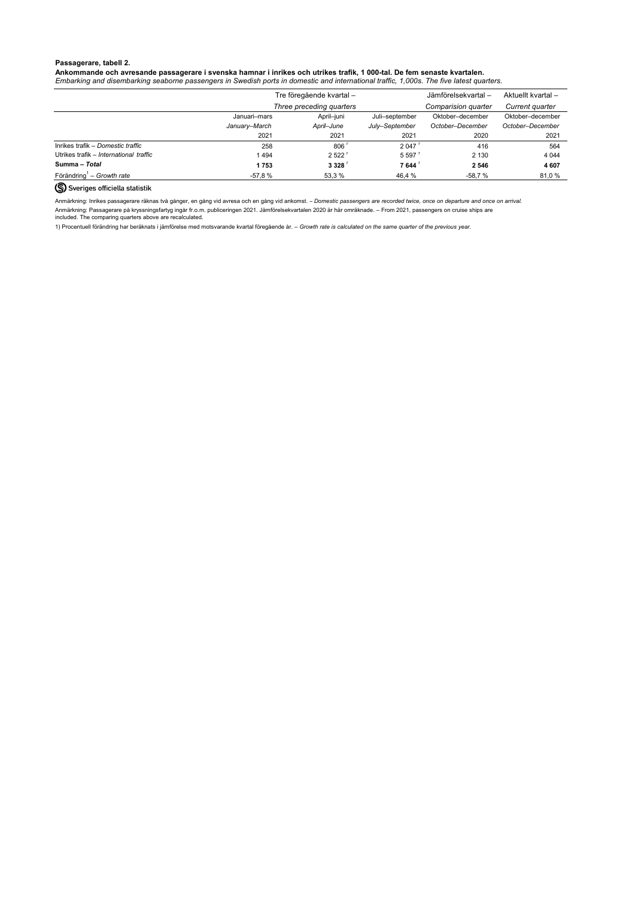**Passagerare, tabell 2.**

**Ankommande och avresande passagerare i svenska hamnar i inrikes och utrikes trafik, 1 000-tal. De fem senaste kvartalen.**

*Embarking and disembarking seaborne passengers in Swedish ports in domestic and international traffic, 1,000s. The five latest quarters.*

| | Tre föregående kvartal – *Three preceding quarters* | | | Jämförelsekvartal – *Comparision quarter* | Aktuellt kvartal – *Current quarter* |
|---|---|---|---|---|---|
| | Januari–mars *January–March* 2021 | April–juni *April–June* 2021 | Juli–september *July–September* 2021 | Oktober–december *October–December* 2020 | Oktober–december *October–December* 2021 |
| Inrikes trafik – *Domestic traffic* | 258 | 806 r | 2 047 r | 416 | 564 |
| Utrikes trafik – *International traffic* | 1 494 | 2 522 r | 5 597 r | 2 130 | 4 044 |
| **Summa – *Total*** | **1 753** | **3 328** r | **7 644** r | **2 546** | **4 607** |
| Förändring[1] – *Growth rate* | -57,8 % | 53,3 % | 46,4 % | -58,7 % | 81,0 % |

Sveriges officiella statistik

Anmärkning: Inrikes passagerare räknas två gånger, en gång vid avresa och en gång vid ankomst. – *Domestic passengers are recorded twice, once on departure and once on arrival.*

Anmärkning: Passagerare på kryssningsfartyg ingår fr.o.m. publiceringen 2021. Jämförelsekvartalen 2020 är här omräknade. – From 2021, passengers on cruise ships are included. The comparing quarters above are recalculated.

1) Procentuell förändring har beräknats i jämförelse med motsvarande kvartal föregående år. – *Growth rate is calculated on the same quarter of the previous year.*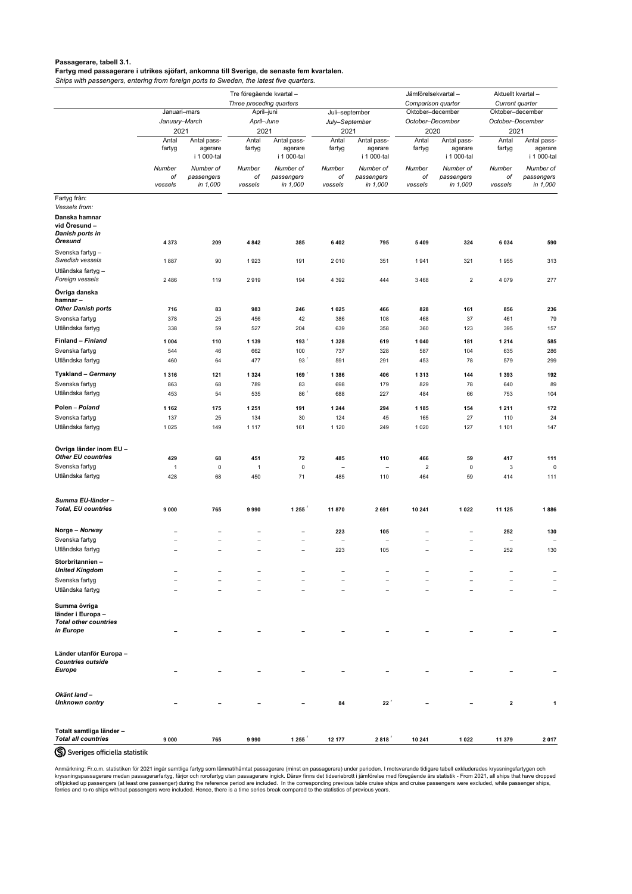**Passagerare, tabell 3.1.**

**Fartyg med passagerare i utrikes sjöfart, ankomna till Sverige, de senaste fem kvartalen.**

*Ships with passengers, entering from foreign ports to Sweden, the latest five quarters.*

| | Tre föregående kvartal – *Three preceding quarters* | | | | | | Jämförelsekvartal – *Comparison quarter* | | Aktuellt kvartal – *Current quarter* | |
|---|---|---|---|---|---|---|---|---|---|---|
| | Januari–mars *January–March* 2021 | | April–juni *April–June* 2021 | | Juli–september *July–September* 2021 | | Oktober–december *October–December* 2020 | | Oktober–december *October–December* 2021 | |
| | Antal fartyg *Number of vessels* | Antal passagerare i 1 000-tal *Number of passengers in 1,000* | Antal fartyg *Number of vessels* | Antal passagerare i 1 000-tal *Number of passengers in 1,000* | Antal fartyg *Number of vessels* | Antal passagerare i 1 000-tal *Number of passengers in 1,000* | Antal fartyg *Number of vessels* | Antal passagerare i 1 000-tal *Number of passengers in 1,000* | Antal fartyg *Number of vessels* | Antal passagerare i 1 000-tal *Number of passengers in 1,000* |
| Fartyg från: *Vessels from:* | | | | | | | | | | |
| **Danska hamnar vid Öresund – *Danish ports in Öresund*** | **4 373** | **209** | **4 842** | **385** | **6 402** | **795** | **5 409** | **324** | **6 034** | **590** |
| Svenska fartyg – *Swedish vessels* | 1 887 | 90 | 1 923 | 191 | 2 010 | 351 | 1 941 | 321 | 1 955 | 313 |
| Utländska fartyg – *Foreign vessels* | 2 486 | 119 | 2 919 | 194 | 4 392 | 444 | 3 468 | 2 | 4 079 | 277 |
| **Övriga danska hamnar – *Other Danish ports*** | **716** | **83** | **983** | **246** | **1 025** | **466** | **828** | **161** | **856** | **236** |
| Svenska fartyg | 378 | 25 | 456 | 42 | 386 | 108 | 468 | 37 | 461 | 79 |
| Utländska fartyg | 338 | 59 | 527 | 204 | 639 | 358 | 360 | 123 | 395 | 157 |
| **Finland – *Finland*** | **1 004** | **110** | **1 139** | **193** r | **1 328** | **619** | **1 040** | **181** | **1 214** | **585** |
| Svenska fartyg | 544 | 46 | 662 | 100 | 737 | 328 | 587 | 104 | 635 | 286 |
| Utländska fartyg | 460 | 64 | 477 | 93 r | 591 | 291 | 453 | 78 | 579 | 299 |
| **Tyskland – *Germany*** | **1 316** | **121** | **1 324** | **169** r | **1 386** | **406** | **1 313** | **144** | **1 393** | **192** |
| Svenska fartyg | 863 | 68 | 789 | 83 | 698 | 179 | 829 | 78 | 640 | 89 |
| Utländska fartyg | 453 | 54 | 535 | 86 r | 688 | 227 | 484 | 66 | 753 | 104 |
| **Polen – *Poland*** | **1 162** | **175** | **1 251** | **191** | **1 244** | **294** | **1 185** | **154** | **1 211** | **172** |
| Svenska fartyg | 137 | 25 | 134 | 30 | 124 | 45 | 165 | 27 | 110 | 24 |
| Utländska fartyg | 1 025 | 149 | 1 117 | 161 | 1 120 | 249 | 1 020 | 127 | 1 101 | 147 |
| **Övriga länder inom EU – *Other EU countries*** | **429** | **68** | **451** | **72** | **485** | **110** | **466** | **59** | **417** | **111** |
| Svenska fartyg | 1 | 0 | 1 | 0 | – | – | 2 | 0 | 3 | 0 |
| Utländska fartyg | 428 | 68 | 450 | 71 | 485 | 110 | 464 | 59 | 414 | 111 |
| ***Summa EU-länder – Total, EU countries*** | **9 000** | **765** | **9 990** | **1 255** r | **11 870** | **2 691** | **10 241** | **1 022** | **11 125** | **1 886** |
| **Norge – *Norway*** | **–** | **–** | **–** | **–** | **223** | **105** | **–** | **–** | **252** | **130** |
| Svenska fartyg | – | – | – | – | – | – | – | – | – | – |
| Utländska fartyg | – | – | – | – | 223 | 105 | – | – | 252 | 130 |
| **Storbritannien – *United Kingdom*** | **–** | **–** | **–** | **–** | **–** | **–** | **–** | **–** | **–** | **–** |
| Svenska fartyg | – | – | – | – | – | – | – | – | – | – |
| Utländska fartyg | – | – | – | – | – | – | – | – | – | – |
| **Summa övriga länder i Europa – *Total other countries in Europe*** | **–** | **–** | **–** | **–** | **–** | **–** | **–** | **–** | **–** | **–** |
| **Länder utanför Europa – *Countries outside Europe*** | **–** | **–** | **–** | **–** | **–** | **–** | **–** | **–** | **–** | **–** |
| ***Okänt land – Unknown contry*** | **–** | **–** | **–** | **–** | **84** | **22** r | **–** | **–** | **2** | **1** |
| **Totalt samtliga länder – *Total all countries*** | **9 000** | **765** | **9 990** | **1 255** r | **12 177** | **2 818** r | **10 241** | **1 022** | **11 379** | **2 017** |

Sveriges officiella statistik

Anmärkning: Fr.o.m. statistiken för 2021 ingår samtliga fartyg som lämnat/hämtat passagerare (minst en passagerare) under perioden. I motsvarande tidigare tabell exkluderades kryssningsfartygen och kryssningspassagerare medan passagerarfartyg, färjor och rorofartyg utan passagerare ingick. Därav finns det tidseriebrott i jämförelse med föregående års statistik - From 2021, all ships that have dropped off/picked up passengers (at least one passenger) during the reference period are included. In the corresponding previous table cruise ships and cruise passengers were excluded, while passenger ships, ferries and ro-ro ships without passengers were included. Hence, there is a time series break compared to the statistics of previous years.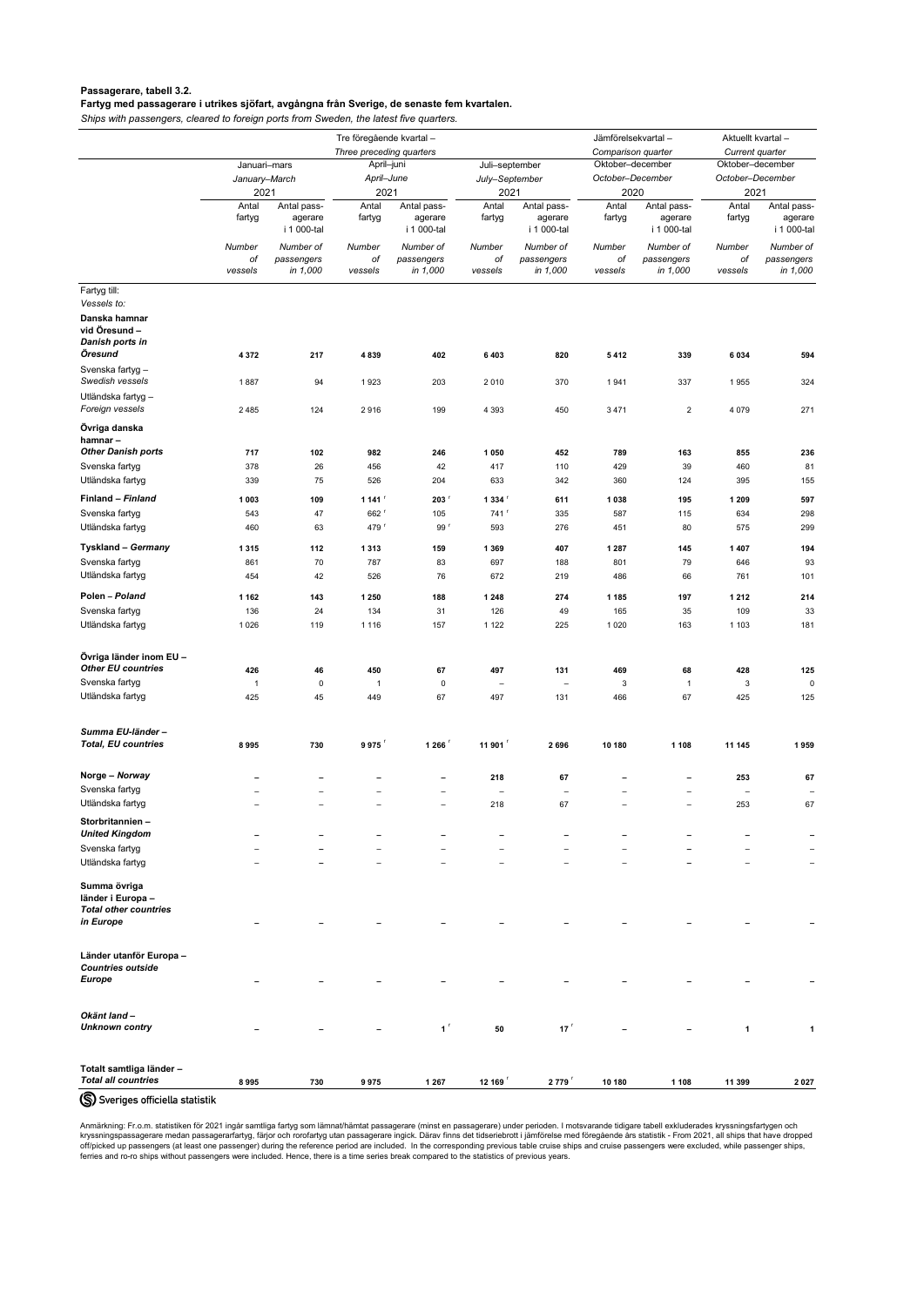**Passagerare, tabell 3.2.**

**Fartyg med passagerare i utrikes sjöfart, avgångna från Sverige, de senaste fem kvartalen.**

*Ships with passengers, cleared to foreign ports from Sweden, the latest five quarters.*

| | Tre föregående kvartal – *Three preceding quarters* | | | | | | Jämförelsekvartal – *Comparison quarter* | | Aktuellt kvartal – *Current quarter* | |
|---|---|---|---|---|---|---|---|---|---|---|
| | Januari–mars *January–March* 2021 | | April–juni *April–June* 2021 | | Juli–september *July–September* 2021 | | Oktober–december *October–December* 2020 | | Oktober–december *October–December* 2021 | |
| | Antal fartyg *Number of vessels* | Antal passagerare i 1 000-tal *Number of passengers in 1,000* | Antal fartyg *Number of vessels* | Antal passagerare i 1 000-tal *Number of passengers in 1,000* | Antal fartyg *Number of vessels* | Antal passagerare i 1 000-tal *Number of passengers in 1,000* | Antal fartyg *Number of vessels* | Antal passagerare i 1 000-tal *Number of passengers in 1,000* | Antal fartyg *Number of vessels* | Antal passagerare i 1 000-tal *Number of passengers in 1,000* |
| Fartyg till: *Vessels to:* | | | | | | | | | | |
| **Danska hamnar vid Öresund – *Danish ports in Öresund*** | **4 372** | **217** | **4 839** | **402** | **6 403** | **820** | **5 412** | **339** | **6 034** | **594** |
| Svenska fartyg – *Swedish vessels* | 1 887 | 94 | 1 923 | 203 | 2 010 | 370 | 1 941 | 337 | 1 955 | 324 |
| Utländska fartyg – *Foreign vessels* | 2 485 | 124 | 2 916 | 199 | 4 393 | 450 | 3 471 | 2 | 4 079 | 271 |
| **Övriga danska hamnar – *Other Danish ports*** | **717** | **102** | **982** | **246** | **1 050** | **452** | **789** | **163** | **855** | **236** |
| Svenska fartyg | 378 | 26 | 456 | 42 | 417 | 110 | 429 | 39 | 460 | 81 |
| Utländska fartyg | 339 | 75 | 526 | 204 | 633 | 342 | 360 | 124 | 395 | 155 |
| **Finland – *Finland*** | **1 003** | **109** | **1 141** r | **203** r | **1 334** r | **611** | **1 038** | **195** | **1 209** | **597** |
| Svenska fartyg | 543 | 47 | 662 r | 105 | 741 r | 335 | 587 | 115 | 634 | 298 |
| Utländska fartyg | 460 | 63 | 479 r | 99 r | 593 | 276 | 451 | 80 | 575 | 299 |
| **Tyskland – *Germany*** | **1 315** | **112** | **1 313** | **159** | **1 369** | **407** | **1 287** | **145** | **1 407** | **194** |
| Svenska fartyg | 861 | 70 | 787 | 83 | 697 | 188 | 801 | 79 | 646 | 93 |
| Utländska fartyg | 454 | 42 | 526 | 76 | 672 | 219 | 486 | 66 | 761 | 101 |
| **Polen – *Poland*** | **1 162** | **143** | **1 250** | **188** | **1 248** | **274** | **1 185** | **197** | **1 212** | **214** |
| Svenska fartyg | 136 | 24 | 134 | 31 | 126 | 49 | 165 | 35 | 109 | 33 |
| Utländska fartyg | 1 026 | 119 | 1 116 | 157 | 1 122 | 225 | 1 020 | 163 | 1 103 | 181 |
| **Övriga länder inom EU – *Other EU countries*** | **426** | **46** | **450** | **67** | **497** | **131** | **469** | **68** | **428** | **125** |
| Svenska fartyg | 1 | 0 | 1 | 0 | – | – | 3 | 1 | 3 | 0 |
| Utländska fartyg | 425 | 45 | 449 | 67 | 497 | 131 | 466 | 67 | 425 | 125 |
| ***Summa EU-länder – Total, EU countries*** | **8 995** | **730** | **9 975** r | **1 266** r | **11 901** r | **2 696** | **10 180** | **1 108** | **11 145** | **1 959** |
| **Norge – *Norway*** | **–** | **–** | **–** | **–** | **218** | **67** | **–** | **–** | **253** | **67** |
| Svenska fartyg | – | – | – | – | – | – | – | – | – | – |
| Utländska fartyg | – | – | – | – | 218 | 67 | – | – | 253 | 67 |
| **Storbritannien – *United Kingdom*** | **–** | **–** | **–** | **–** | **–** | **–** | **–** | **–** | **–** | **–** |
| Svenska fartyg | – | – | – | – | – | – | – | – | – | – |
| Utländska fartyg | – | – | – | – | – | – | – | – | – | – |
| **Summa övriga länder i Europa – *Total other countries in Europe*** | **–** | **–** | **–** | **–** | **–** | **–** | **–** | **–** | **–** | **–** |
| **Länder utanför Europa – *Countries outside Europe*** | **–** | **–** | **–** | **–** | **–** | **–** | **–** | **–** | **–** | **–** |
| ***Okänt land – Unknown contry*** | **–** | **–** | **–** | **1** r | **50** | **17** r | **–** | **–** | **1** | **1** |
| **Totalt samtliga länder – *Total all countries*** | **8 995** | **730** | **9 975** | **1 267** | **12 169** r | **2 779** r | **10 180** | **1 108** | **11 399** | **2 027** |

Sveriges officiella statistik

Anmärkning: Fr.o.m. statistiken för 2021 ingår samtliga fartyg som lämnat/hämtat passagerare (minst en passagerare) under perioden. I motsvarande tidigare tabell exkluderades kryssningsfartygen och kryssningspassagerare medan passagerarfartyg, färjor och rorofartyg utan passagerare ingick. Därav finns det tidseriebrott i jämförelse med föregående års statistik - From 2021, all ships that have dropped off/picked up passengers (at least one passenger) during the reference period are included. In the corresponding previous table cruise ships and cruise passengers were excluded, while passenger ships, ferries and ro-ro ships without passengers were included. Hence, there is a time series break compared to the statistics of previous years.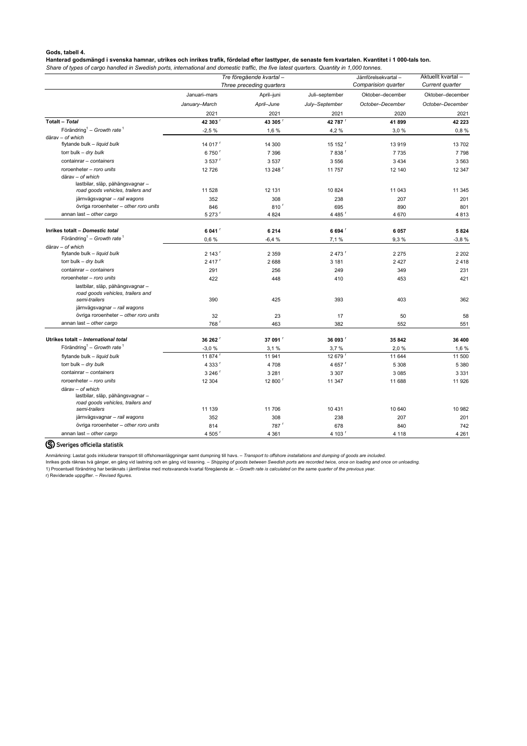**Gods, tabell 4.**

**Hanterad godsmängd i svenska hamnar, utrikes och inrikes trafik, fördelad efter lasttyper, de senaste fem kvartalen. Kvantitet i 1 000-tals ton.**

*Share of types of cargo handled in Swedish ports, international and domestic traffic, the five latest quarters. Quantity in 1,000 tonnes.*

| | *Tre föregående kvartal – Three preceding quarters* | | | Jämförelsekvartal – *Comparision quarter* | Aktuellt kvartal – *Current quarter* |
|---|---|---|---|---|---|
| | Januari–mars | April–juni | Juli–september | Oktober–december | Oktober–december |
| | *January–March* | *April–June* | *July–September* | *October–December* | *October–December* |
| | 2021 | 2021 | 2021 | 2020 | 2021 |
| **Totalt – *Total*** | **42 303** r | **43 305** r | **42 787** r | **41 899** | **42 223** |
| Förändring[1] – *Growth rate*[1] | -2,5 % | 1,6 % | 4,2 % | 3,0 % | 0,8 % |
| därav – *of which* | | | | | |
| flytande bulk – *liquid bulk* | 14 017 r | 14 300 | 15 152 r | 13 919 | 13 702 |
| torr bulk – *dry bulk* | 6 750 r | 7 396 | 7 838 r | 7 735 | 7 798 |
| containrar – *containers* | 3 537 r | 3 537 | 3 556 | 3 434 | 3 563 |
| roroenheter – *roro units* | 12 726 | 13 248 r | 11 757 | 12 140 | 12 347 |
| därav – *of which* | | | | | |
| lastbilar, släp, påhängsvagnar – *road goods vehicles, trailers and* | 11 528 | 12 131 | 10 824 | 11 043 | 11 345 |
| järnvägsvagnar – *rail wagons* | 352 | 308 | 238 | 207 | 201 |
| övriga roroenheter – *other roro units* | 846 | 810 r | 695 | 890 | 801 |
| annan last – *other cargo* | 5 273 r | 4 824 | 4 485 r | 4 670 | 4 813 |
| | | | | | |
| **Inrikes totalt – *Domestic total*** | **6 041** r | **6 214** | **6 694** r | **6 057** | **5 824** |
| Förändring[1] – *Growth rate*[1] | 0,6 % | -6,4 % | 7,1 % | 9,3 % | -3,8 % |
| därav – *of which* | | | | | |
| flytande bulk – *liquid bulk* | 2 143 r | 2 359 | 2 473 r | 2 275 | 2 202 |
| torr bulk – *dry bulk* | 2 417 r | 2 688 | 3 181 | 2 427 | 2 418 |
| containrar – *containers* | 291 | 256 | 249 | 349 | 231 |
| roroenheter – *roro units* | 422 | 448 | 410 | 453 | 421 |
| lastbilar, släp, påhängsvagnar – *road goods vehicles, trailers and semi-trailers* | 390 | 425 | 393 | 403 | 362 |
| järnvägsvagnar – *rail wagons* | | | | | |
| övriga roroenheter – *other roro units* | 32 | 23 | 17 | 50 | 58 |
| annan last – *other cargo* | 768 r | 463 | 382 | 552 | 551 |
| | | | | | |
| **Utrikes totalt – *International total*** | **36 262** r | **37 091** r | **36 093** r | **35 842** | **36 400** |
| Förändring[1] – *Growth rate*[1] | -3,0 % | 3,1 % | 3,7 % | 2,0 % | 1,6 % |
| flytande bulk – *liquid bulk* | 11 874 r | 11 941 | 12 679 r | 11 644 | 11 500 |
| torr bulk – *dry bulk* | 4 333 r | 4 708 | 4 657 r | 5 308 | 5 380 |
| containrar – *containers* | 3 246 r | 3 281 | 3 307 | 3 085 | 3 331 |
| roroenheter – *roro units* | 12 304 | 12 800 r | 11 347 | 11 688 | 11 926 |
| därav – *of which* | | | | | |
| lastbilar, släp, påhängsvagnar – *road goods vehicles, trailers and semi-trailers* | 11 139 | 11 706 | 10 431 | 10 640 | 10 982 |
| järnvägsvagnar – *rail wagons* | 352 | 308 | 238 | 207 | 201 |
| övriga roroenheter – *other roro units* | 814 | 787 r | 678 | 840 | 742 |
| annan last – *other cargo* | 4 505 r | 4 361 | 4 103 r | 4 118 | 4 261 |

Sveriges officiella statistik

Anmärkning: Lastat gods inkluderar transport till offshoreanläggningar samt dumpning till havs. – *Transport to offshore installations and dumping of goods are included.*

Inrikes gods räknas två gånger, en gång vid lastning och en gång vid lossning. – *Shipping of goods between Swedish ports are recorded twice, once on loading and once on unloading.*

1) Procentuell förändring har beräknats i jämförelse med motsvarande kvartal föregående år. – *Growth rate is calculated on the same quarter of the previous year.*

r) Reviderade uppgifter. – *Revised figures.*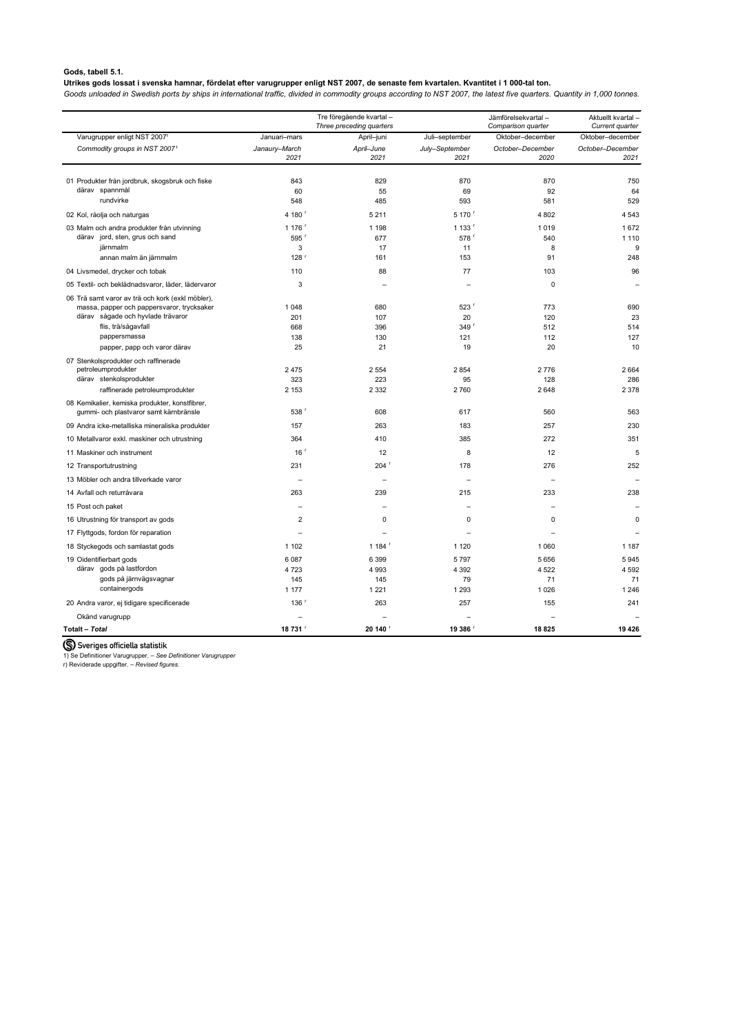**Gods, tabell 5.1.**

**Utrikes gods lossat i svenska hamnar, fördelat efter varugrupper enligt NST 2007, de senaste fem kvartalen. Kvantitet i 1 000-tal ton.**

*Goods unloaded in Swedish ports by ships in international traffic, divided in commodity groups according to NST 2007, the latest five quarters. Quantity in 1,000 tonnes.*

| | Tre föregående kvartal – *Three preceding quarters* | | | Jämförelsekvartal – *Comparison quarter* | Aktuellt kvartal – *Current quarter* |
|---|---|---|---|---|---|
| Varugrupper enligt NST 2007[1] | Januari–mars | April–juni | Juli–september | Oktober–december | Oktober–december |
| *Commodity groups in NST 2007*[1] | *Janaury–March 2021* | *April–June 2021* | *July–September 2021* | *October–December 2020* | *October–December 2021* |
| 01 Produkter från jordbruk, skogsbruk och fiske | 843 | 829 | 870 | 870 | 750 |
| därav spannmål | 60 | 55 | 69 | 92 | 64 |
| rundvirke | 548 | 485 | 593 | 581 | 529 |
| 02 Kol, råolja och naturgas | 4 180 r | 5 211 | 5 170 r | 4 802 | 4 543 |
| 03 Malm och andra produkter från utvinning | 1 176 r | 1 198 | 1 133 r | 1 019 | 1 672 |
| därav jord, sten, grus och sand | 595 r | 677 | 578 r | 540 | 1 110 |
| järnmalm | 3 | 17 | 11 | 8 | 9 |
| annan malm än järnmalm | 128 r | 161 | 153 | 91 | 248 |
| 04 Livsmedel, drycker och tobak | 110 | 88 | 77 | 103 | 96 |
| 05 Textil- och beklädnadsvaror, läder, lädervaror | 3 | – | – | 0 | – |
| 06 Trä samt varor av trä och kork (exkl möbler), massa, papper och pappersvaror, trycksaker | 1 048 | 680 | 523 r | 773 | 690 |
| därav sågade och hyvlade trävaror | 201 | 107 | 20 | 120 | 23 |
| flis, trä/sågavfall | 668 | 396 | 349 r | 512 | 514 |
| pappersmassa | 138 | 130 | 121 | 112 | 127 |
| papper, papp och varor därav | 25 | 21 | 19 | 20 | 10 |
| 07 Stenkolsprodukter och raffinerade petroleumprodukter | 2 475 | 2 554 | 2 854 | 2 776 | 2 664 |
| därav stenkolsprodukter | 323 | 223 | 95 | 128 | 286 |
| raffinerade petroleumprodukter | 2 153 | 2 332 | 2 760 | 2 648 | 2 378 |
| 08 Kemikalier, kemiska produkter, konstfibrer, gummi- och plastvaror samt kärnbränsle | 538 r | 608 | 617 | 560 | 563 |
| 09 Andra icke-metalliska mineraliska produkter | 157 | 263 | 183 | 257 | 230 |
| 10 Metallvaror exkl. maskiner och utrustning | 364 | 410 | 385 | 272 | 351 |
| 11 Maskiner och instrument | 16 r | 12 | 8 | 12 | 5 |
| 12 Transportutrustning | 231 | 204 r | 178 | 276 | 252 |
| 13 Möbler och andra tillverkade varor | – | – | – | – | – |
| 14 Avfall och returråvara | 263 | 239 | 215 | 233 | 238 |
| 15 Post och paket | – | – | – | – | – |
| 16 Utrustning för transport av gods | 2 | 0 | 0 | 0 | 0 |
| 17 Flyttgods, fordon för reparation | – | – | – | – | – |
| 18 Styckegods och samlastat gods | 1 102 | 1 184 r | 1 120 | 1 060 | 1 187 |
| 19 Oidentifierbart gods | 6 087 | 6 399 | 5 797 | 5 656 | 5 945 |
| därav gods på lastfordon | 4 723 | 4 993 | 4 392 | 4 522 | 4 592 |
| gods på järnvägsvagnar | 145 | 145 | 79 | 71 | 71 |
| containergods | 1 177 | 1 221 | 1 293 | 1 026 | 1 246 |
| 20 Andra varor, ej tidigare specificerade | 136 r | 263 | 257 | 155 | 241 |
| Okänd varugrupp | – | – | – | – | – |
| **Totalt – *Total*** | **18 731 r** | **20 140 r** | **19 386 r** | **18 825** | **19 426** |

Sveriges officiella statistik

1) Se Definitioner Varugrupper. – *See Definitioner Varugrupper*

r) Reviderade uppgifter. – *Revised figures.*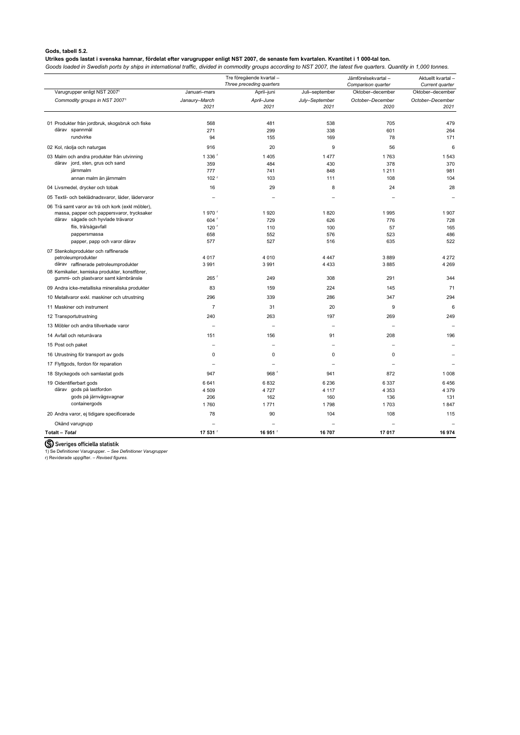**Gods, tabell 5.2.**

**Utrikes gods lastat i svenska hamnar, fördelat efter varugrupper enligt NST 2007, de senaste fem kvartalen. Kvantitet i 1 000-tal ton.**

*Goods loaded in Swedish ports by ships in international traffic, divided in commodity groups according to NST 2007, the latest five quarters. Quantity in 1,000 tonnes.*

| | Tre föregående kvartal – *Three preceding quarters* | | | Jämförelsekvartal – *Comparison quarter* | Aktuellt kvartal – *Current quarter* |
|---|---|---|---|---|---|
| Varugrupper enligt NST 2007[1] | Januari–mars | April–juni | Juli–september | Oktober–december | Oktober–december |
| *Commodity groups in NST 2007[1]* | *Janaury–March 2021* | *April–June 2021* | *July–September 2021* | *October–December 2020* | *October–December 2021* |
| 01 Produkter från jordbruk, skogsbruk och fiske | 568 | 481 | 538 | 705 | 479 |
| därav spannmål | 271 | 299 | 338 | 601 | 264 |
| rundvirke | 94 | 155 | 169 | 78 | 171 |
| 02 Kol, råolja och naturgas | 916 | 20 | 9 | 56 | 6 |
| 03 Malm och andra produkter från utvinning | 1 336 r | 1 405 | 1 477 | 1 763 | 1 543 |
| därav jord, sten, grus och sand | 359 | 484 | 430 | 378 | 370 |
| järnmalm | 777 | 741 | 848 | 1 211 | 981 |
| annan malm än järnmalm | 102 r | 103 | 111 | 108 | 104 |
| 04 Livsmedel, drycker och tobak | 16 | 29 | 8 | 24 | 28 |
| 05 Textil- och beklädnadsvaror, läder, lädervaror | – | – | – | – | – |
| 06 Trä samt varor av trä och kork (exkl möbler), massa, papper och pappersvaror, trycksaker | 1 970 r | 1 920 | 1 820 | 1 995 | 1 907 |
| därav sågade och hyvlade trävaror | 604 r | 729 | 626 | 776 | 728 |
| flis, trä/sågavfall | 120 r | 110 | 100 | 57 | 165 |
| pappersmassa | 658 | 552 | 576 | 523 | 486 |
| papper, papp och varor därav | 577 | 527 | 516 | 635 | 522 |
| 07 Stenkolsprodukter och raffinerade petroleumprodukter | 4 017 | 4 010 | 4 447 | 3 889 | 4 272 |
| därav raffinerade petroleumprodukter | 3 991 | 3 991 | 4 433 | 3 885 | 4 269 |
| 08 Kemikalier, kemiska produkter, konstfibrer, gummi- och plastvaror samt kärnbränsle | 265 r | 249 | 308 | 291 | 344 |
| 09 Andra icke-metalliska mineraliska produkter | 83 | 159 | 224 | 145 | 71 |
| 10 Metallvaror exkl. maskiner och utrustning | 296 | 339 | 286 | 347 | 294 |
| 11 Maskiner och instrument | 7 | 31 | 20 | 9 | 6 |
| 12 Transportutrustning | 240 | 263 | 197 | 269 | 249 |
| 13 Möbler och andra tillverkade varor | – | – | – | – | – |
| 14 Avfall och returråvara | 151 | 156 | 91 | 208 | 196 |
| 15 Post och paket | – | – | – | – | – |
| 16 Utrustning för transport av gods | 0 | 0 | 0 | 0 | – |
| 17 Flyttgods, fordon för reparation | – | – | – | – | – |
| 18 Styckegods och samlastat gods | 947 | 968 r | 941 | 872 | 1 008 |
| 19 Oidentifierbart gods | 6 641 | 6 832 | 6 236 | 6 337 | 6 456 |
| därav gods på lastfordon | 4 509 | 4 727 | 4 117 | 4 353 | 4 379 |
| gods på järnvägsvagnar | 206 | 162 | 160 | 136 | 131 |
| containergods | 1 760 | 1 771 | 1 798 | 1 703 | 1 847 |
| 20 Andra varor, ej tidigare specificerade | 78 | 90 | 104 | 108 | 115 |
| Okänd varugrupp | – | – | – | – | – |
| **Totalt – *Total*** | **17 531 r** | **16 951 r** | **16 707** | **17 017** | **16 974** |

Sveriges officiella statistik

1) Se Definitioner Varugrupper. – *See Definitioner Varugrupper*

r) Reviderade uppgifter. – *Revised figures.*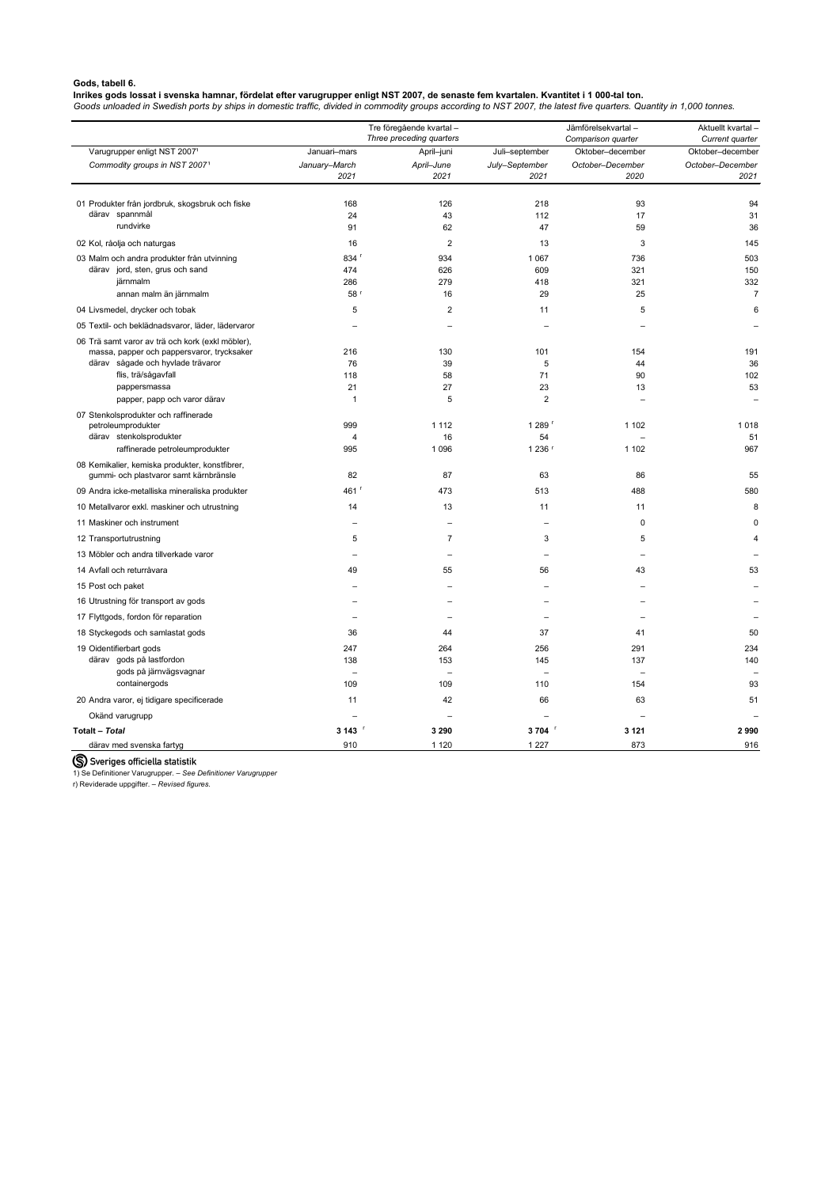**Gods, tabell 6.**

**Inrikes gods lossat i svenska hamnar, fördelat efter varugrupper enligt NST 2007, de senaste fem kvartalen. Kvantitet i 1 000-tal ton.**

*Goods unloaded in Swedish ports by ships in domestic traffic, divided in commodity groups according to NST 2007, the latest five quarters. Quantity in 1,000 tonnes.*

| | Tre föregående kvartal – *Three preceding quarters* | | | Jämförelsekvartal – *Comparison quarter* | Aktuellt kvartal – *Current quarter* |
|---|---|---|---|---|---|
| Varugrupper enligt NST 2007[1] *Commodity groups in NST 2007*[1] | Januari–mars *January–March 2021* | April–juni *April–June 2021* | Juli–september *July–September 2021* | Oktober–december *October–December 2020* | Oktober–december *October–December 2021* |
| 01 Produkter från jordbruk, skogsbruk och fiske | 168 | 126 | 218 | 93 | 94 |
| därav spannmål | 24 | 43 | 112 | 17 | 31 |
| rundvirke | 91 | 62 | 47 | 59 | 36 |
| 02 Kol, råolja och naturgas | 16 | 2 | 13 | 3 | 145 |
| 03 Malm och andra produkter från utvinning | 834 r | 934 | 1 067 | 736 | 503 |
| därav jord, sten, grus och sand | 474 | 626 | 609 | 321 | 150 |
| järnmalm | 286 | 279 | 418 | 321 | 332 |
| annan malm än järnmalm | 58 r | 16 | 29 | 25 | 7 |
| 04 Livsmedel, drycker och tobak | 5 | 2 | 11 | 5 | 6 |
| 05 Textil- och beklädnadsvaror, läder, lädervaror | – | – | – | – | – |
| 06 Trä samt varor av trä och kork (exkl möbler), massa, papper och pappersvaror, trycksaker | 216 | 130 | 101 | 154 | 191 |
| därav sågade och hyvlade trävaror | 76 | 39 | 5 | 44 | 36 |
| flis, trä/sågavfall | 118 | 58 | 71 | 90 | 102 |
| pappersmassa | 21 | 27 | 23 | 13 | 53 |
| papper, papp och varor därav | 1 | 5 | 2 | – | – |
| 07 Stenkolsprodukter och raffinerade petroleumprodukter | 999 | 1 112 | 1 289 r | 1 102 | 1 018 |
| därav stenkolsprodukter | 4 | 16 | 54 | – | 51 |
| raffinerade petroleumprodukter | 995 | 1 096 | 1 236 r | 1 102 | 967 |
| 08 Kemikalier, kemiska produkter, konstfibrer, gummi- och plastvaror samt kärnbränsle | 82 | 87 | 63 | 86 | 55 |
| 09 Andra icke-metalliska mineraliska produkter | 461 r | 473 | 513 | 488 | 580 |
| 10 Metallvaror exkl. maskiner och utrustning | 14 | 13 | 11 | 11 | 8 |
| 11 Maskiner och instrument | – | – | – | 0 | 0 |
| 12 Transportutrustning | 5 | 7 | 3 | 5 | 4 |
| 13 Möbler och andra tillverkade varor | – | – | – | – | – |
| 14 Avfall och returråvara | 49 | 55 | 56 | 43 | 53 |
| 15 Post och paket | – | – | – | – | – |
| 16 Utrustning för transport av gods | – | – | – | – | – |
| 17 Flyttgods, fordon för reparation | – | – | – | – | – |
| 18 Styckegods och samlastat gods | 36 | 44 | 37 | 41 | 50 |
| 19 Oidentifierbart gods | 247 | 264 | 256 | 291 | 234 |
| därav gods på lastfordon | 138 | 153 | 145 | 137 | 140 |
| gods på järnvägsvagnar | – | – | – | – | – |
| containergods | 109 | 109 | 110 | 154 | 93 |
| 20 Andra varor, ej tidigare specificerade | 11 | 42 | 66 | 63 | 51 |
| Okänd varugrupp | – | – | – | – | – |
| **Totalt – *Total*** | **3 143** r | **3 290** | **3 704** r | **3 121** | **2 990** |
| därav med svenska fartyg | 910 | 1 120 | 1 227 | 873 | 916 |

Sveriges officiella statistik

1) Se Definitioner Varugrupper. – *See Definitioner Varugrupper*

r) Reviderade uppgifter. – *Revised figures.*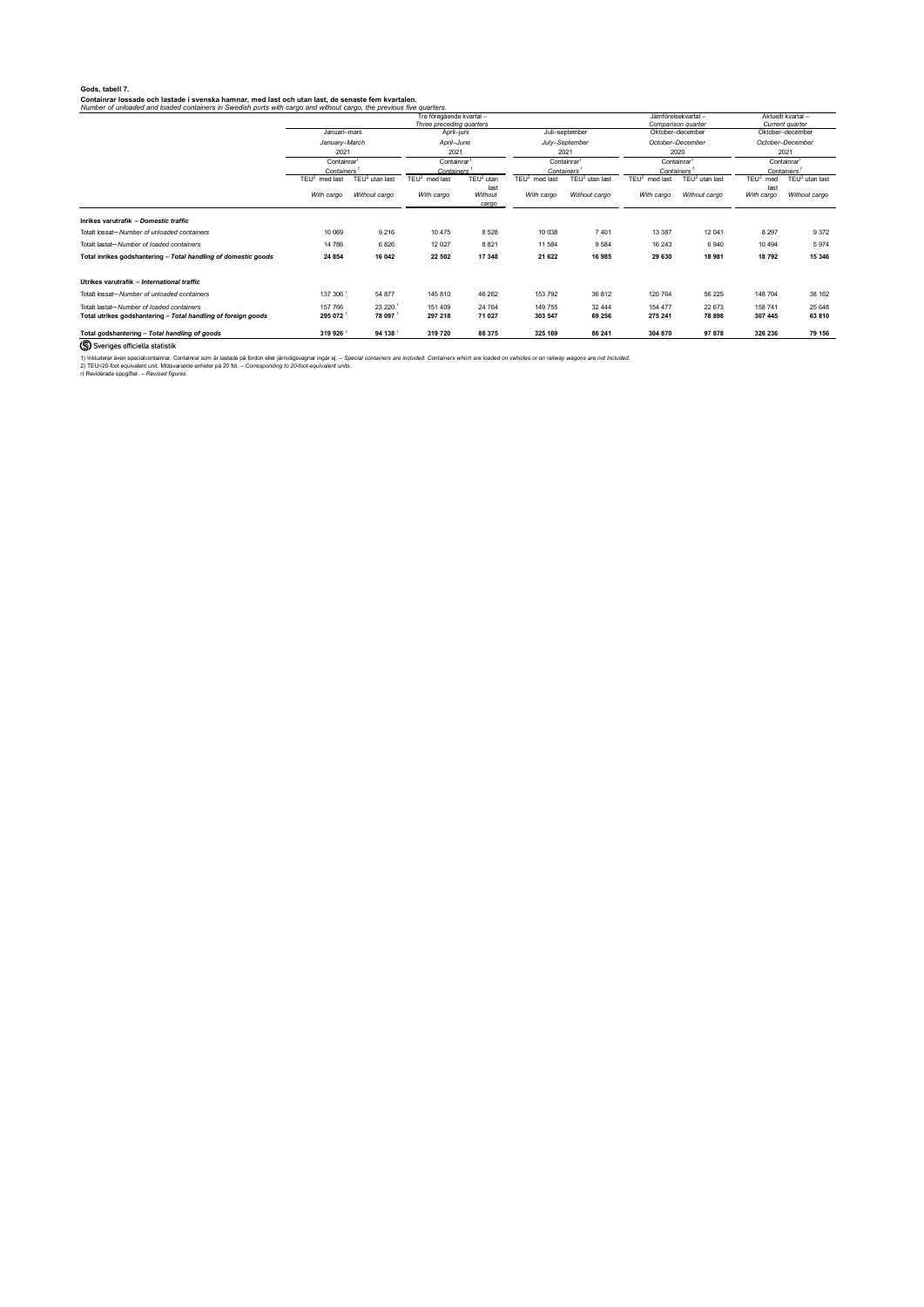**Gods, tabell 7.**

**Containrar lossade och lastade i svenska hamnar, med last och utan last, de senaste fem kvartalen.**
*Number of unloaded and loaded containers in Swedish ports with cargo and without cargo, the previous five quarters.*

| | Tre föregående kvartal – *Three preceding quarters* | | | | | | Jämförelsekvartal – *Comparison quarter* | | Aktuellt kvartal – *Current quarter* | |
|---|---|---|---|---|---|---|---|---|---|---|
| | Januari–mars *January–March* 2021 | | April–juni *April–June* 2021 | | Juli–september *July–September* 2021 | | Oktober–december *October–December* 2020 | | Oktober–december *October–December* 2021 | |
| | Containrar[1] *Containers*[1] | | Containrar[1] *Containers*[1] | | Containrar[1] *Containers*[1] | | Containrar[1] *Containers*[1] | | Containrar[1] *Containers*[1] | |
| | TEU[2] med last *With cargo* | TEU[2] utan last *Without cargo* | TEU[2] med last *With cargo* | TEU[2] utan last *Without cargo* | TEU[2] med last *With cargo* | TEU[2] utan last *Without cargo* | TEU[2] med last *With cargo* | TEU[2] utan last *Without cargo* | TEU[2] med last *With cargo* | TEU[2] utan last *Without cargo* |
| **Inrikes varutrafik – *Domestic traffic*** | | | | | | | | | | |
| Totalt lossat– *Number of unloaded containers* | 10 069 | 9 216 | 10 475 | 8 528 | 10 038 | 7 401 | 13 387 | 12 041 | 8 297 | 9 372 |
| Totalt lastat– *Number of loaded containers* | 14 786 | 6 826 | 12 027 | 8 821 | 11 584 | 9 584 | 16 243 | 6 940 | 10 494 | 5 974 |
| **Total inrikes godshantering – *Total handling of domestic goods*** | **24 854** | **16 042** | **22 502** | **17 348** | **21 622** | **16 985** | **29 630** | **18 981** | **18 792** | **15 346** |
| **Utrikes varutrafik – *International traffic*** | | | | | | | | | | |
| Totalt lossat– *Number of unloaded containers* | 137 306 [r] | 54 877 | 145 810 | 46 262 | 153 792 | 36 812 | 120 764 | 56 225 | 148 704 | 38 162 |
| Totalt lastat– *Number of loaded containers* | 157 766 | 23 220 [r] | 151 409 | 24 764 | 149 755 | 32 444 | 154 477 | 22 673 | 158 741 | 25 648 |
| **Total utrikes godshantering – *Total handling of foreign goods*** | **295 072** [r] | **78 097** [r] | **297 218** | **71 027** | **303 547** | **69 256** | **275 241** | **78 898** | **307 445** | **63 810** |
| **Total godshantering – *Total handling of goods*** | **319 926** [r] | **94 138** [r] | **319 720** | **88 375** | **325 169** | **86 241** | **304 870** | **97 878** | **326 236** | **79 156** |

Sveriges officiella statistik

1) Inkluderar även specialcontainrar. Containrar som är lastade på fordon eller järnvägsvagnar ingår ej. – *Special containers are included. Containers which are loaded on vehicles or on railway wagons are not included.*
2) TEU=20-foot equivalent unit. Motsvarande enheter på 20 fot. – *Corresponding to 20-foot-equivalent units.*
r) Reviderade uppgifter. – *Revised figures.*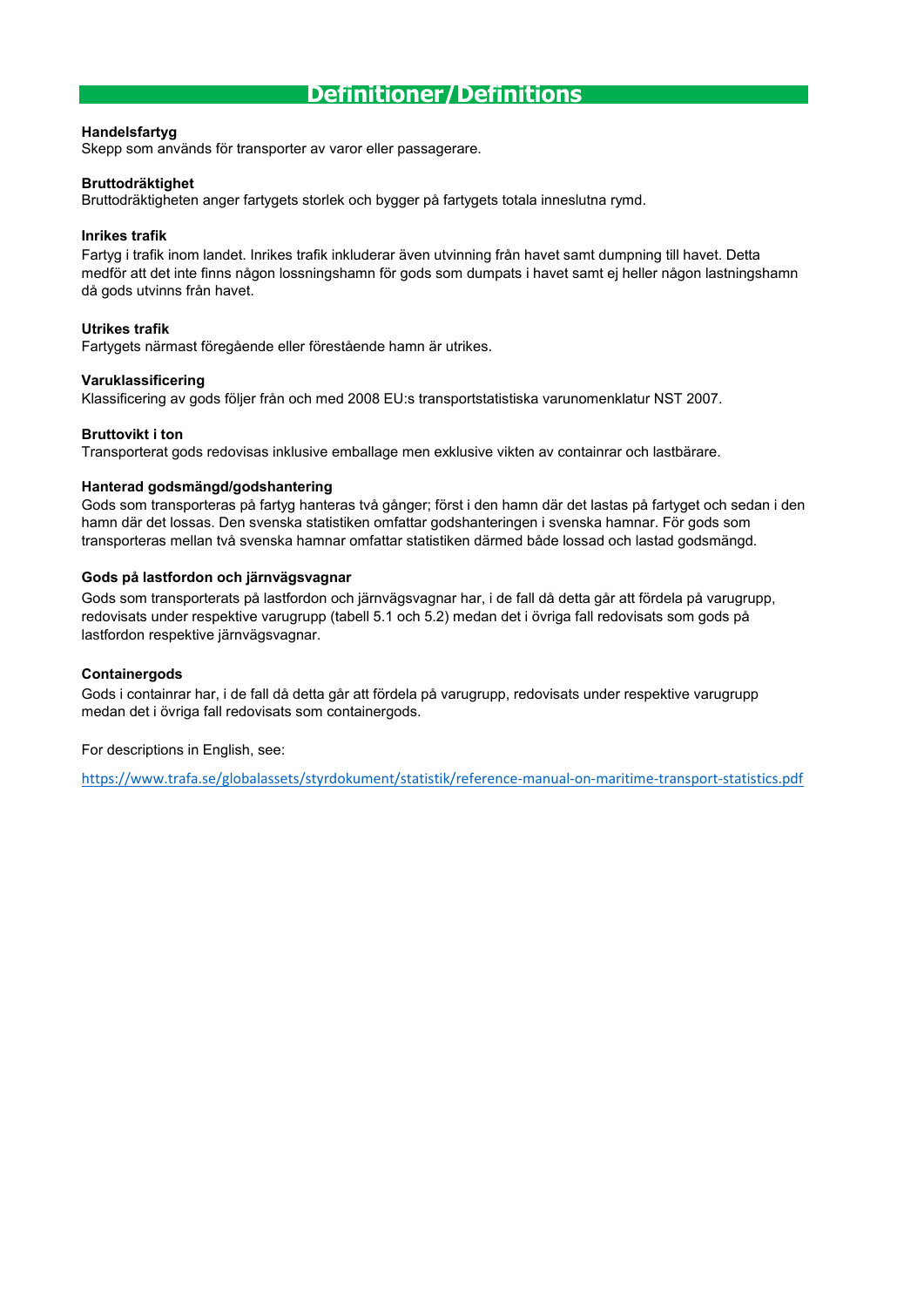# Definitioner/Definitions

**Handelsfartyg**
Skepp som används för transporter av varor eller passagerare.

**Bruttodräktighet**
Bruttodräktigheten anger fartygets storlek och bygger på fartygets totala inneslutna rymd.

**Inrikes trafik**
Fartyg i trafik inom landet. Inrikes trafik inkluderar även utvinning från havet samt dumpning till havet. Detta medför att det inte finns någon lossningshamn för gods som dumpats i havet samt ej heller någon lastningshamn då gods utvinns från havet.

**Utrikes trafik**
Fartygets närmast föregående eller förestående hamn är utrikes.

**Varuklassificering**
Klassificering av gods följer från och med 2008 EU:s transportstatistiska varunomenklatur NST 2007.

**Bruttovikt i ton**
Transporterat gods redovisas inklusive emballage men exklusive vikten av containrar och lastbärare.

**Hanterad godsmängd/godshantering**
Gods som transporteras på fartyg hanteras två gånger; först i den hamn där det lastas på fartyget och sedan i den hamn där det lossas. Den svenska statistiken omfattar godshanteringen i svenska hamnar. För gods som transporteras mellan två svenska hamnar omfattar statistiken därmed både lossad och lastad godsmängd.

**Gods på lastfordon och järnvägsvagnar**
Gods som transporterats på lastfordon och järnvägsvagnar har, i de fall då detta går att fördela på varugrupp, redovisats under respektive varugrupp (tabell 5.1 och 5.2) medan det i övriga fall redovisats som gods på lastfordon respektive järnvägsvagnar.

**Containergods**
Gods i containrar har, i de fall då detta går att fördela på varugrupp, redovisats under respektive varugrupp medan det i övriga fall redovisats som containergods.

For descriptions in English, see:

https://www.trafa.se/globalassets/styrdokument/statistik/reference-manual-on-maritime-transport-statistics.pdf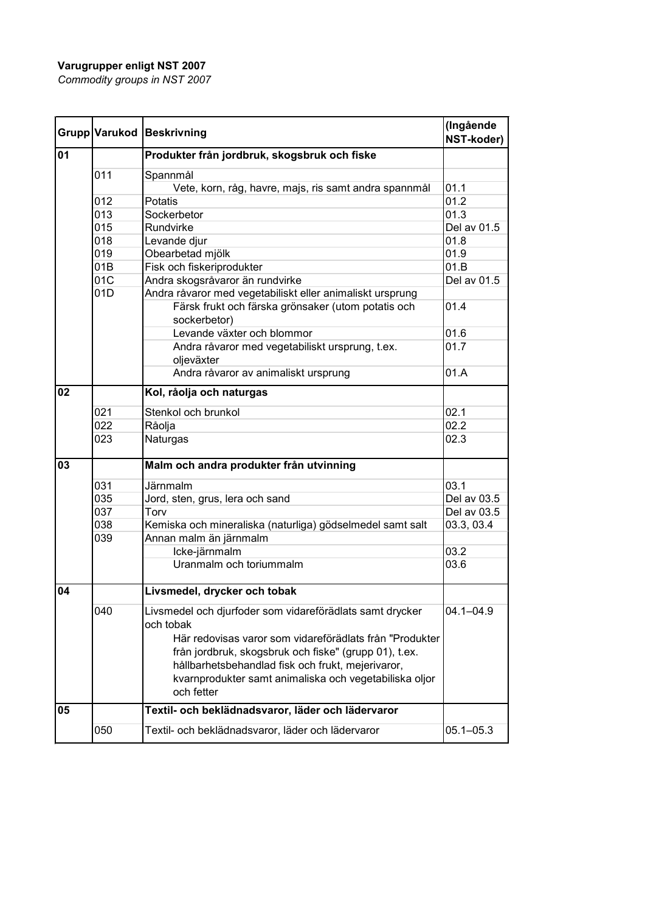**Varugrupper enligt NST 2007**
*Commodity groups in NST 2007*

| Grupp | Varukod | Beskrivning | (Ingående NST-koder) |
|---|---|---|---|
| **01** | | **Produkter från jordbruk, skogsbruk och fiske** | |
| | 011 | Spannmål | |
| | | Vete, korn, råg, havre, majs, ris samt andra spannmål | 01.1 |
| | 012 | Potatis | 01.2 |
| | 013 | Sockerbetor | 01.3 |
| | 015 | Rundvirke | Del av 01.5 |
| | 018 | Levande djur | 01.8 |
| | 019 | Obearbetad mjölk | 01.9 |
| | 01B | Fisk och fiskeriprodukter | 01.B |
| | 01C | Andra skogsråvaror än rundvirke | Del av 01.5 |
| | 01D | Andra råvaror med vegetabiliskt eller animaliskt ursprung | |
| | | Färsk frukt och färska grönsaker (utom potatis och sockerbetor) | 01.4 |
| | | Levande växter och blommor | 01.6 |
| | | Andra råvaror med vegetabiliskt ursprung, t.ex. oljeväxter | 01.7 |
| | | Andra råvaror av animaliskt ursprung | 01.A |
| **02** | | **Kol, råolja och naturgas** | |
| | 021 | Stenkol och brunkol | 02.1 |
| | 022 | Råolja | 02.2 |
| | 023 | Naturgas | 02.3 |
| **03** | | **Malm och andra produkter från utvinning** | |
| | 031 | Järnmalm | 03.1 |
| | 035 | Jord, sten, grus, lera och sand | Del av 03.5 |
| | 037 | Torv | Del av 03.5 |
| | 038 | Kemiska och mineraliska (naturliga) gödselmedel samt salt | 03.3, 03.4 |
| | 039 | Annan malm än järnmalm | |
| | | Icke-järnmalm | 03.2 |
| | | Uranmalm och toriummalm | 03.6 |
| **04** | | **Livsmedel, drycker och tobak** | |
| | 040 | Livsmedel och djurfoder som vidareförädlats samt drycker och tobak<br>Här redovisas varor som vidareförädlats från "Produkter från jordbruk, skogsbruk och fiske" (grupp 01), t.ex. hållbarhetsbehandlad fisk och frukt, mejerivaror, kvarnprodukter samt animaliska och vegetabiliska oljor och fetter | 04.1–04.9 |
| **05** | | **Textil- och beklädnadsvaror, läder och lädervaror** | |
| | 050 | Textil- och beklädnadsvaror, läder och lädervaror | 05.1–05.3 |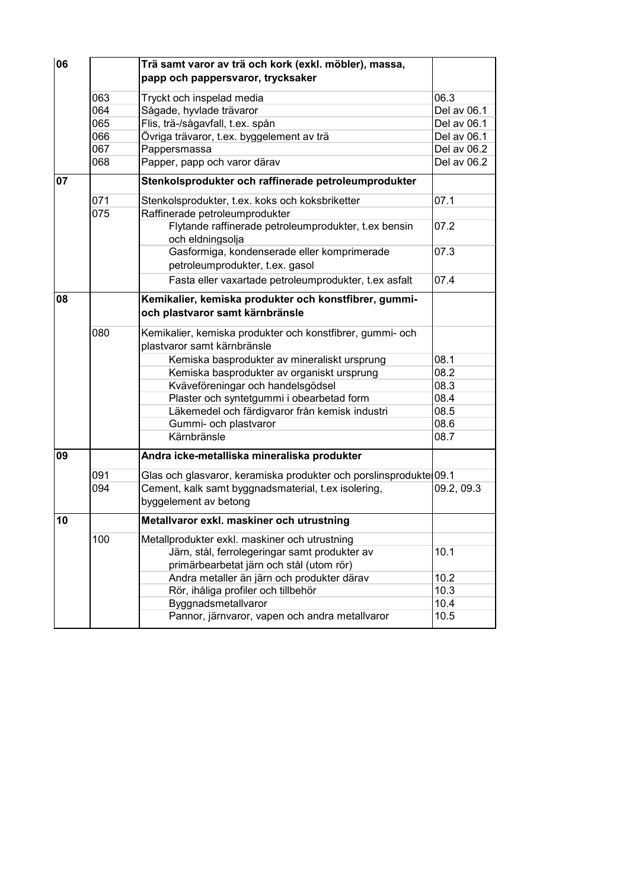| | | | |
|---|---|---|---|
| **06** | | **Trä samt varor av trä och kork (exkl. möbler), massa, papp och pappersvaror, trycksaker** | |
| | 063 | Tryckt och inspelad media | 06.3 |
| | 064 | Sågade, hyvlade trävaror | Del av 06.1 |
| | 065 | Flis, trä-/sågavfall, t.ex. spån | Del av 06.1 |
| | 066 | Övriga trävaror, t.ex. byggelement av trä | Del av 06.1 |
| | 067 | Pappersmassa | Del av 06.2 |
| | 068 | Papper, papp och varor därav | Del av 06.2 |
| **07** | | **Stenkolsprodukter och raffinerade petroleumprodukter** | |
| | 071 | Stenkolsprodukter, t.ex. koks och koksbriketter | 07.1 |
| | 075 | Raffinerade petroleumprodukter | |
| | | Flytande raffinerade petroleumprodukter, t.ex bensin och eldningsolja | 07.2 |
| | | Gasformiga, kondenserade eller komprimerade petroleumprodukter, t.ex. gasol | 07.3 |
| | | Fasta eller vaxartade petroleumprodukter, t.ex asfalt | 07.4 |
| **08** | | **Kemikalier, kemiska produkter och konstfibrer, gummi- och plastvaror samt kärnbränsle** | |
| | 080 | Kemikalier, kemiska produkter och konstfibrer, gummi- och plastvaror samt kärnbränsle | |
| | | Kemiska basprodukter av mineraliskt ursprung | 08.1 |
| | | Kemiska basprodukter av organiskt ursprung | 08.2 |
| | | Kväveföreningar och handelsgödsel | 08.3 |
| | | Plaster och syntetgummi i obearbetad form | 08.4 |
| | | Läkemedel och färdigvaror från kemisk industri | 08.5 |
| | | Gummi- och plastvaror | 08.6 |
| | | Kärnbränsle | 08.7 |
| **09** | | **Andra icke-metalliska mineraliska produkter** | |
| | 091 | Glas och glasvaror, keramiska produkter och porslinsprodukte | 09.1 |
| | 094 | Cement, kalk samt byggnadsmaterial, t.ex isolering, byggelement av betong | 09.2, 09.3 |
| **10** | | **Metallvaror exkl. maskiner och utrustning** | |
| | 100 | Metallprodukter exkl. maskiner och utrustning | |
| | | Järn, stål, ferrolegeringar samt produkter av primärbearbetat järn och stål (utom rör) | 10.1 |
| | | Andra metaller än järn och produkter därav | 10.2 |
| | | Rör, ihåliga profiler och tillbehör | 10.3 |
| | | Byggnadsmetallvaror | 10.4 |
| | | Pannor, järnvaror, vapen och andra metallvaror | 10.5 |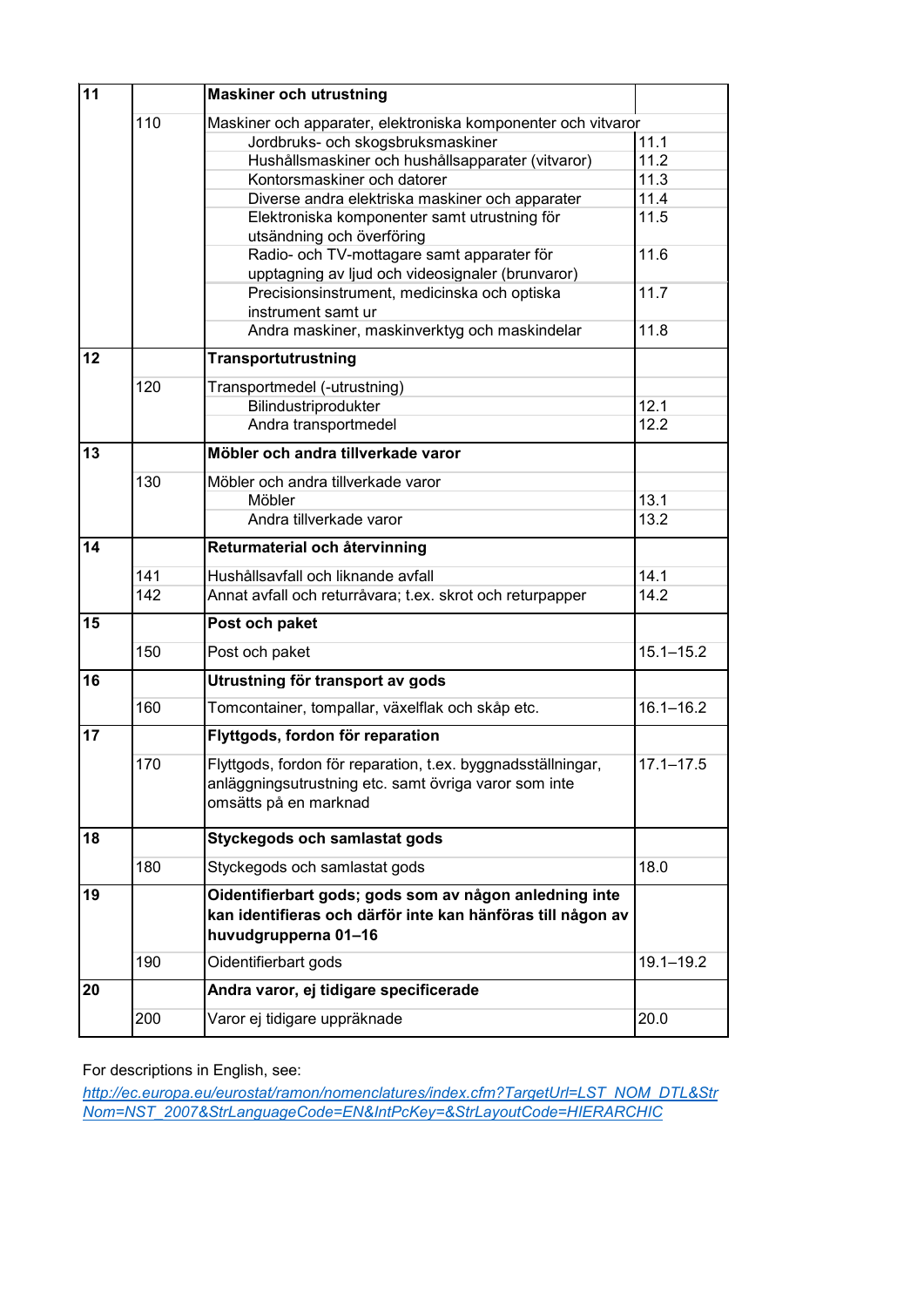| | | | |
|---|---|---|---|
| **11** | | **Maskiner och utrustning** | |
| | 110 | Maskiner och apparater, elektroniska komponenter och vitvaror | |
| | | Jordbruks- och skogsbruksmaskiner | 11.1 |
| | | Hushållsmaskiner och hushållsapparater (vitvaror) | 11.2 |
| | | Kontorsmaskiner och datorer | 11.3 |
| | | Diverse andra elektriska maskiner och apparater | 11.4 |
| | | Elektroniska komponenter samt utrustning för utsändning och överföring | 11.5 |
| | | Radio- och TV-mottagare samt apparater för upptagning av ljud och videosignaler (brunvaror) | 11.6 |
| | | Precisionsinstrument, medicinska och optiska instrument samt ur | 11.7 |
| | | Andra maskiner, maskinverktyg och maskindelar | 11.8 |
| **12** | | **Transportutrustning** | |
| | 120 | Transportmedel (-utrustning) | |
| | | Bilindustriprodukter | 12.1 |
| | | Andra transportmedel | 12.2 |
| **13** | | **Möbler och andra tillverkade varor** | |
| | 130 | Möbler och andra tillverkade varor | |
| | | Möbler | 13.1 |
| | | Andra tillverkade varor | 13.2 |
| **14** | | **Returmaterial och återvinning** | |
| | 141 | Hushållsavfall och liknande avfall | 14.1 |
| | 142 | Annat avfall och returråvara; t.ex. skrot och returpapper | 14.2 |
| **15** | | **Post och paket** | |
| | 150 | Post och paket | 15.1–15.2 |
| **16** | | **Utrustning för transport av gods** | |
| | 160 | Tomcontainer, tompallar, växelflak och skåp etc. | 16.1–16.2 |
| **17** | | **Flyttgods, fordon för reparation** | |
| | 170 | Flyttgods, fordon för reparation, t.ex. byggnadsställningar, anläggningsutrustning etc. samt övriga varor som inte omsätts på en marknad | 17.1–17.5 |
| **18** | | **Styckegods och samlastat gods** | |
| | 180 | Styckegods och samlastat gods | 18.0 |
| **19** | | **Oidentifierbart gods; gods som av någon anledning inte kan identifieras och därför inte kan hänföras till någon av huvudgrupperna 01–16** | |
| | 190 | Oidentifierbart gods | 19.1–19.2 |
| **20** | | **Andra varor, ej tidigare specificerade** | |
| | 200 | Varor ej tidigare uppräknade | 20.0 |

For descriptions in English, see:
http://ec.europa.eu/eurostat/ramon/nomenclatures/index.cfm?TargetUrl=LST_NOM_DTL&StrNom=NST_2007&StrLanguageCode=EN&IntPcKey=&StrLayoutCode=HIERARCHIC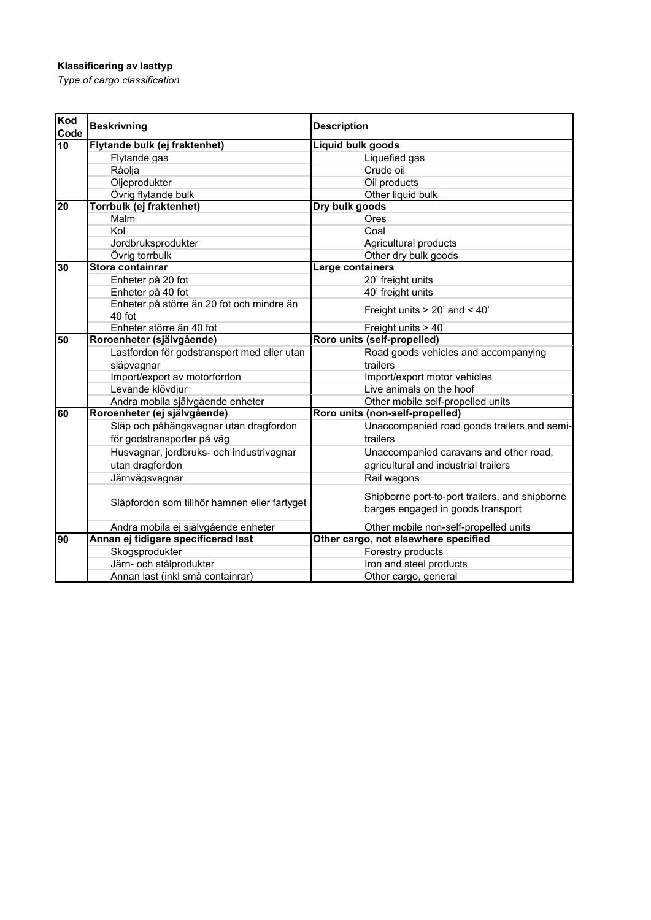**Klassificering av lasttyp**

*Type of cargo classification*

| Kod Code | Beskrivning | Description |
|---|---|---|
| **10** | **Flytande bulk (ej fraktenhet)** | **Liquid bulk goods** |
| | Flytande gas | Liquefied gas |
| | Råolja | Crude oil |
| | Oljeprodukter | Oil products |
| | Övrig flytande bulk | Other liquid bulk |
| **20** | **Torrbulk (ej fraktenhet)** | **Dry bulk goods** |
| | Malm | Ores |
| | Kol | Coal |
| | Jordbruksprodukter | Agricultural products |
| | Övrig torrbulk | Other dry bulk goods |
| **30** | **Stora containrar** | **Large containers** |
| | Enheter på 20 fot | 20' freight units |
| | Enheter på 40 fot | 40' freight units |
| | Enheter på större än 20 fot och mindre än 40 fot | Freight units > 20' and < 40' |
| | Enheter större än 40 fot | Freight units > 40' |
| **50** | **Roroenheter (självgående)** | **Roro units (self-propelled)** |
| | Lastfordon för godstransport med eller utan släpvagnar | Road goods vehicles and accompanying trailers |
| | Import/export av motorfordon | Import/export motor vehicles |
| | Levande klövdjur | Live animals on the hoof |
| | Andra mobila självgående enheter | Other mobile self-propelled units |
| **60** | **Roroenheter (ej självgående)** | **Roro units (non-self-propelled)** |
| | Släp och påhängsvagnar utan dragfordon för godstransporter på väg | Unaccompanied road goods trailers and semi-trailers |
| | Husvagnar, jordbruks- och industrivagnar utan dragfordon | Unaccompanied caravans and other road, agricultural and industrial trailers |
| | Järnvägsvagnar | Rail wagons |
| | Släpfordon som tillhör hamnen eller fartyget | Shipborne port-to-port trailers, and shipborne barges engaged in goods transport |
| | Andra mobila ej självgående enheter | Other mobile non-self-propelled units |
| **90** | **Annan ej tidigare specificerad last** | **Other cargo, not elsewhere specified** |
| | Skogsprodukter | Forestry products |
| | Järn- och stålprodukter | Iron and steel products |
| | Annan last (inkl små containrar) | Other cargo, general |